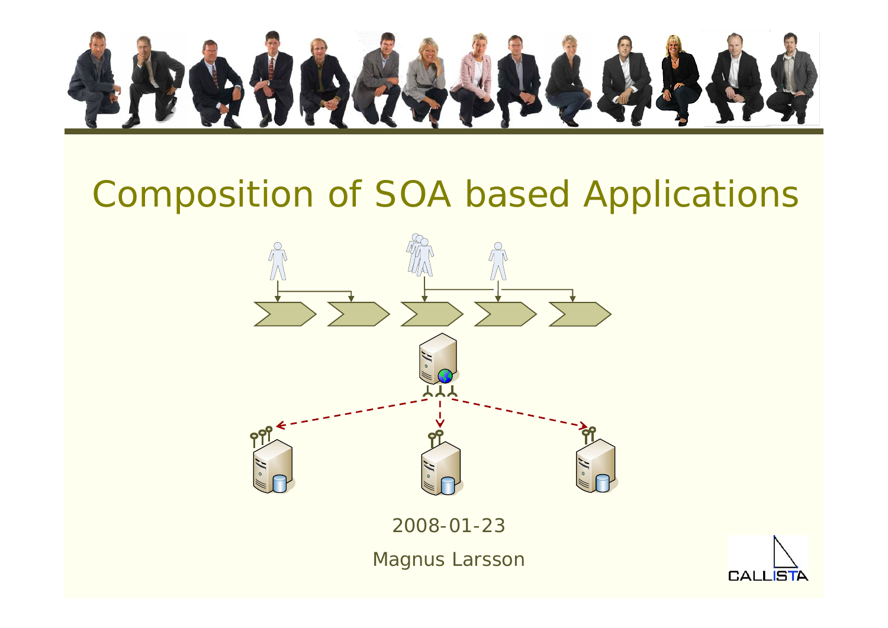# Composition of SOA based Applications

2008-01-23

Magnus Larsson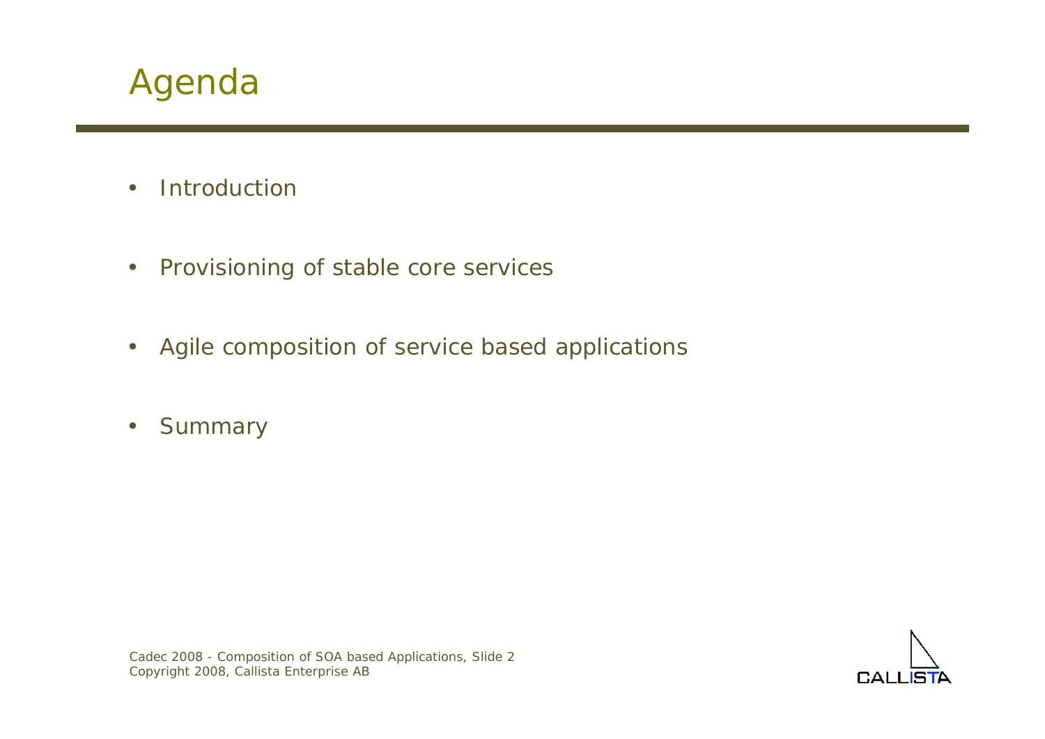# Agenda

- Introduction
- Provisioning of stable core services
- Agile composition of service based applications
- Summary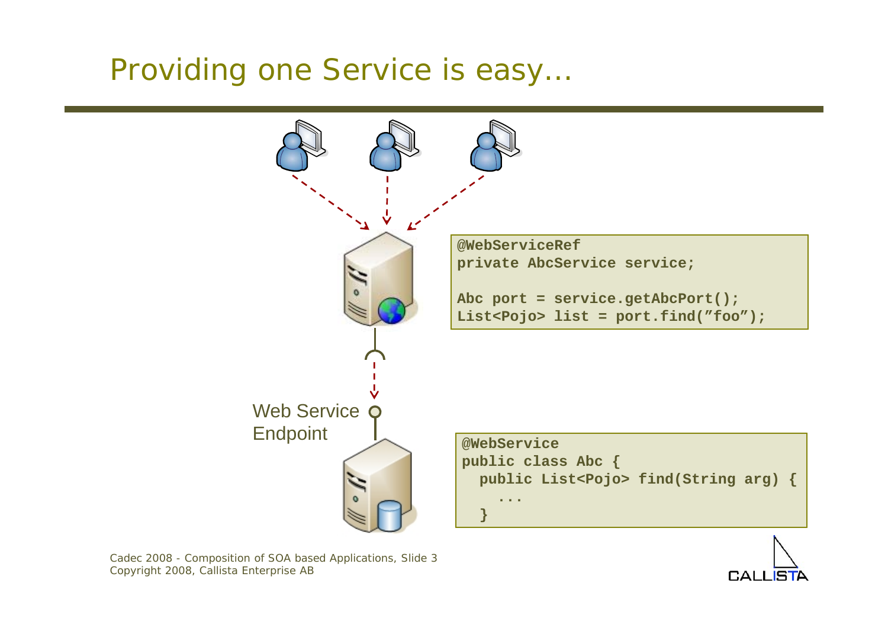# Providing one Service is easy…

```
@WebServiceRef
private AbcService service;

Abc port = service.getAbcPort();
List<Pojo> list = port.find(”foo”);
```

Web Service Endpoint

```
@WebService
public class Abc {
  public List<Pojo> find(String arg) {
    ...
  }
```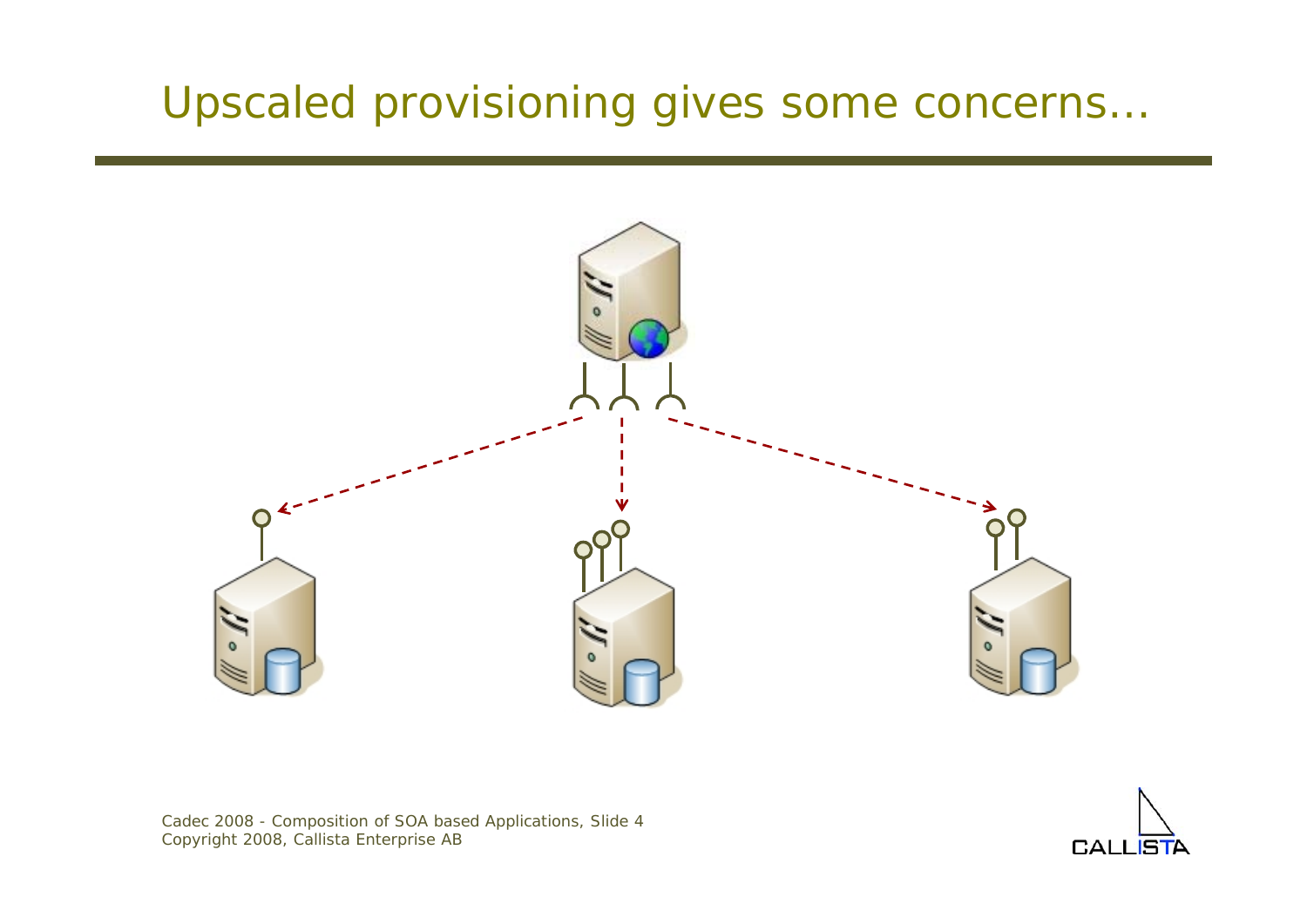# Upscaled provisioning gives some concerns…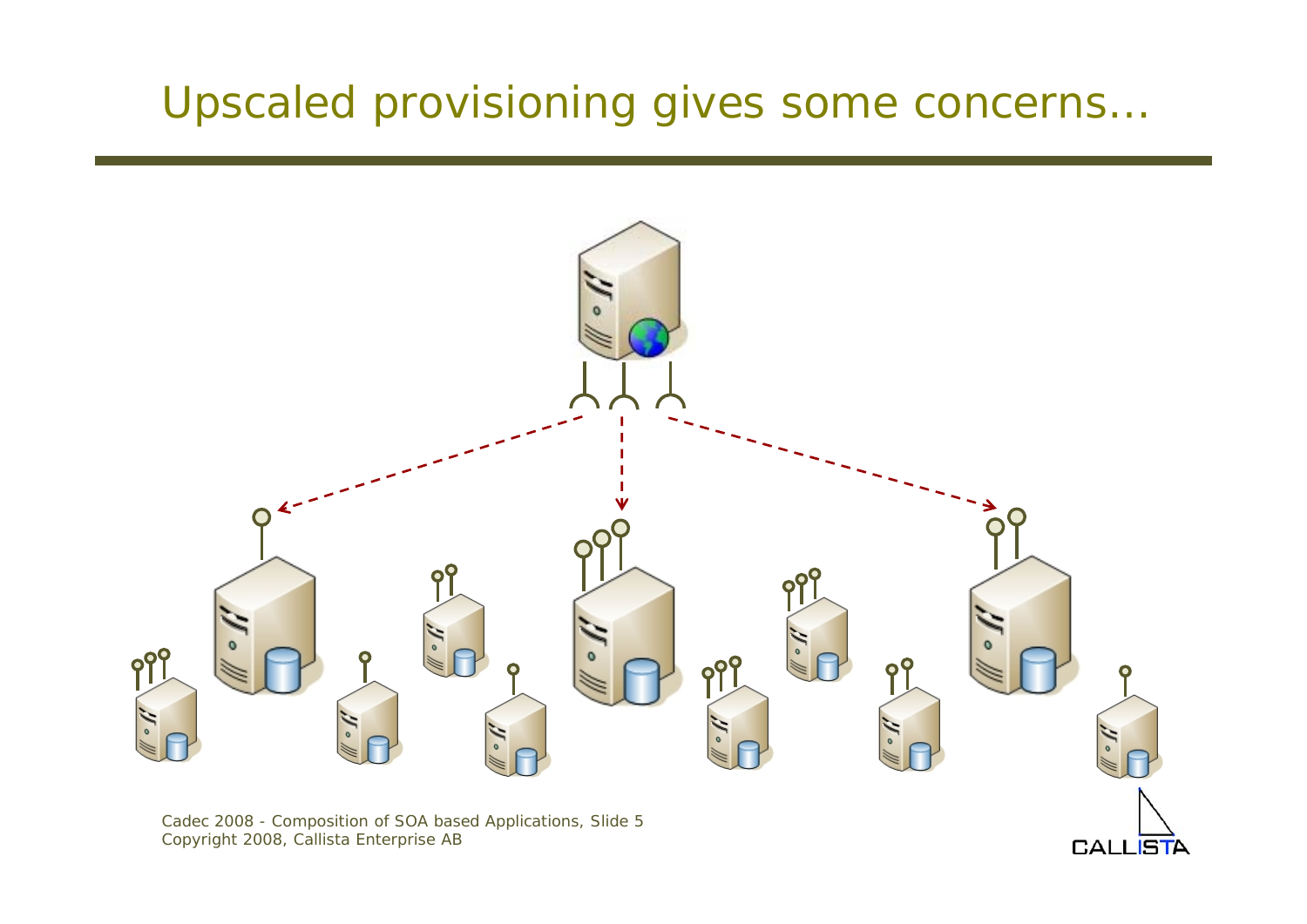# Upscaled provisioning gives some concerns…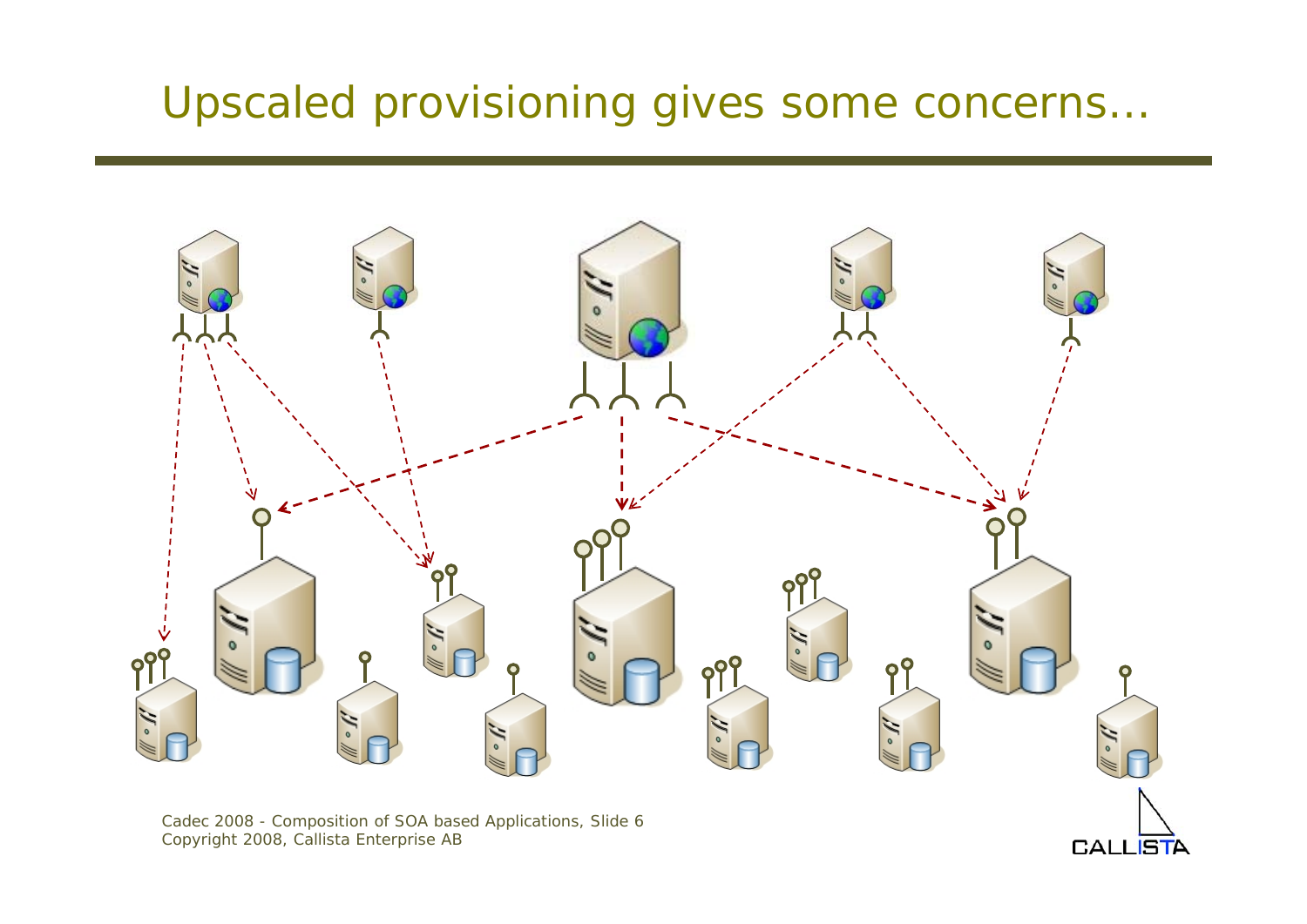# Upscaled provisioning gives some concerns…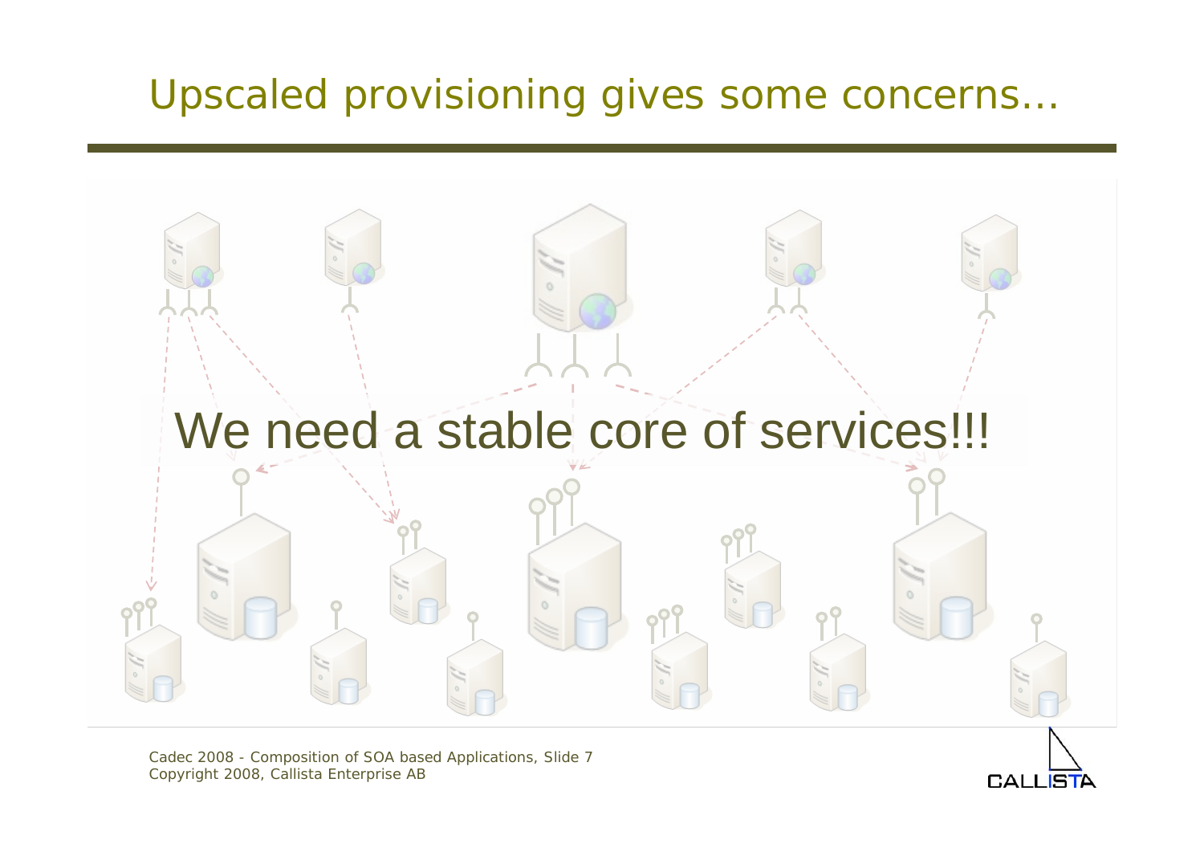# Upscaled provisioning gives some concerns…

We need a stable core of services!!!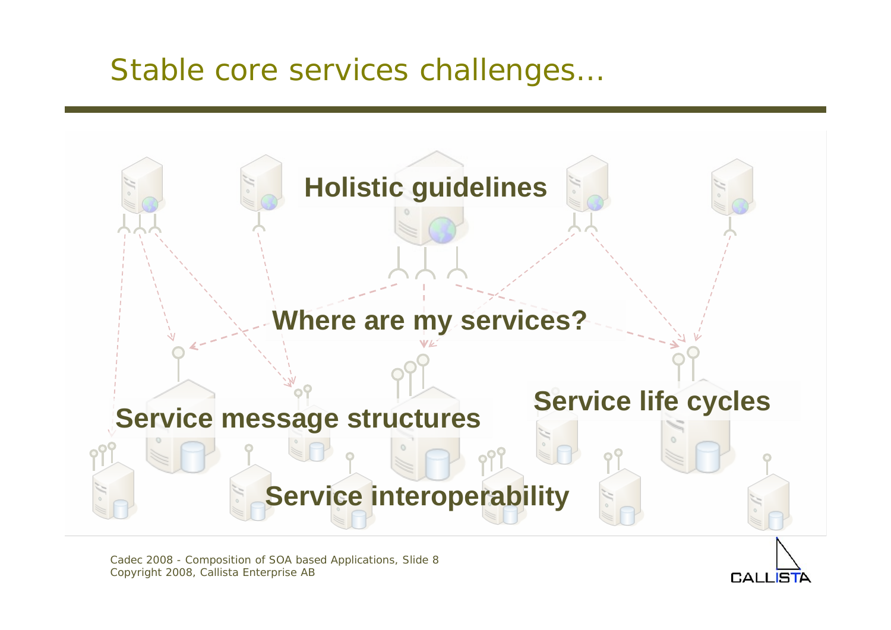# Stable core services challenges…

**Holistic guidelines**

**Where are my services?**

**Service message structures**

**Service life cycles**

**Service interoperability**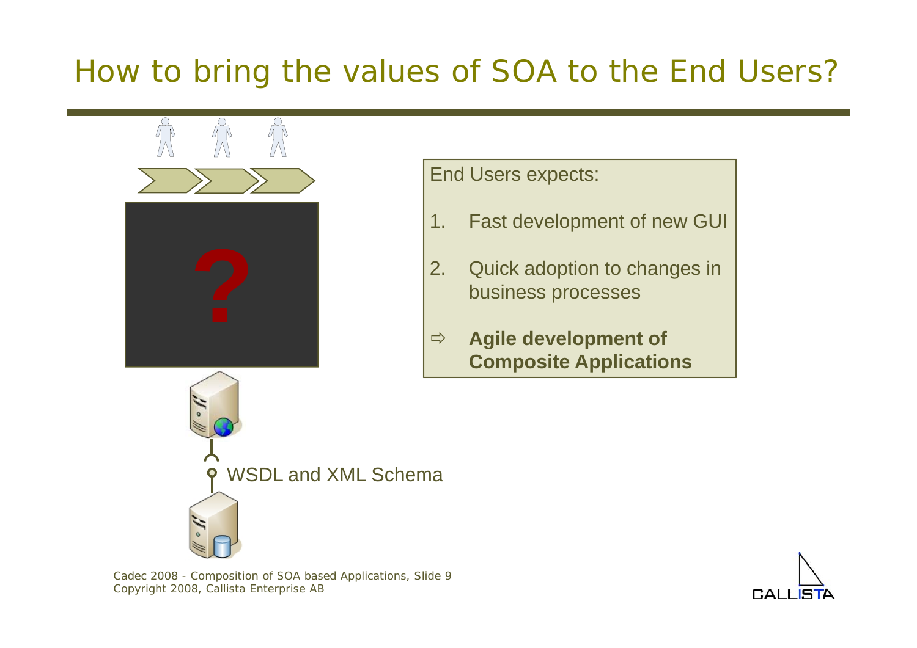# How to bring the values of SOA to the End Users?

?

End Users expects:

1. Fast development of new GUI
2. Quick adoption to changes in business processes

⇨ **Agile development of Composite Applications**

WSDL and XML Schema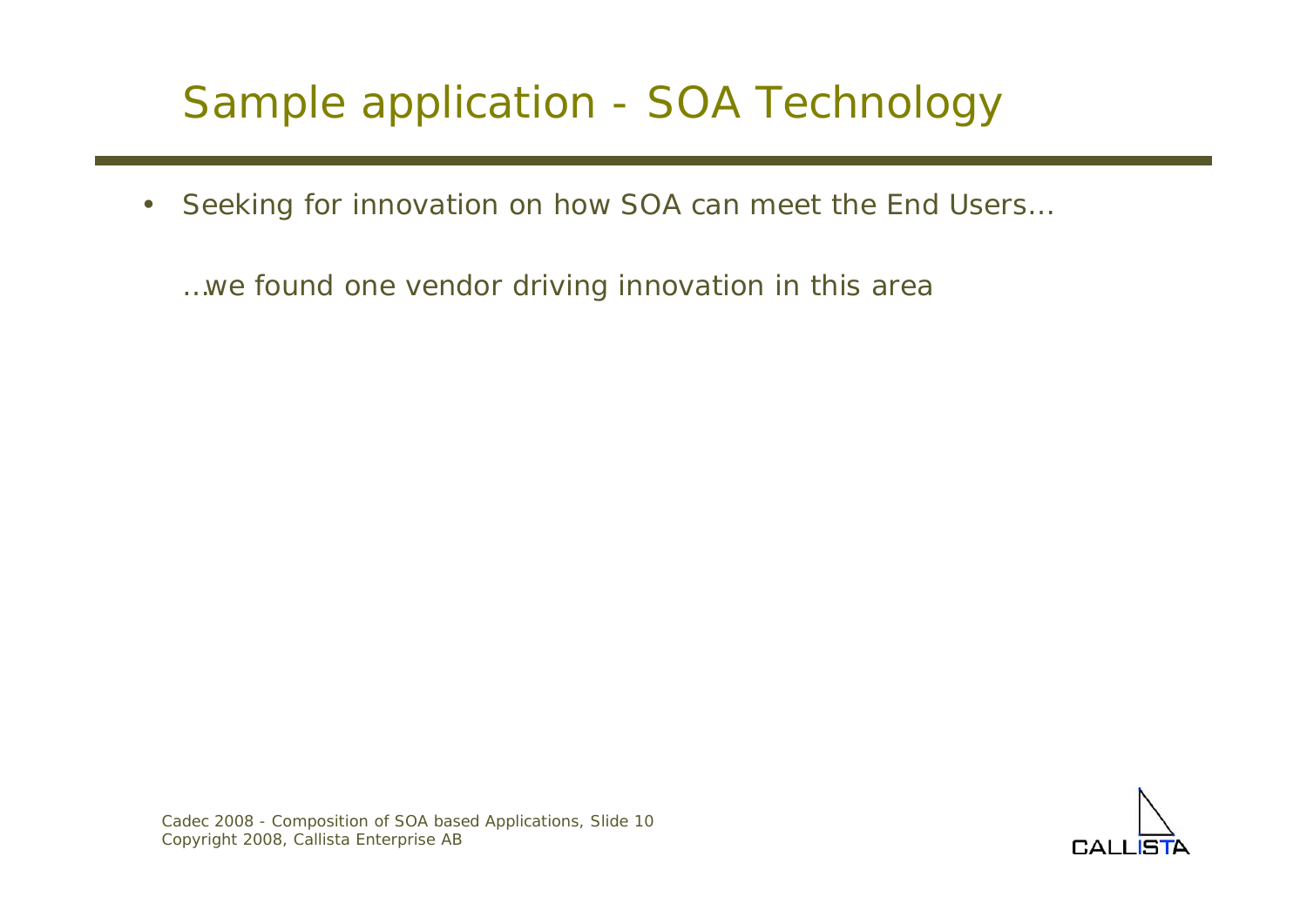# Sample application - SOA Technology

- Seeking for innovation on how SOA can meet the End Users…

  …we found one vendor driving innovation in this area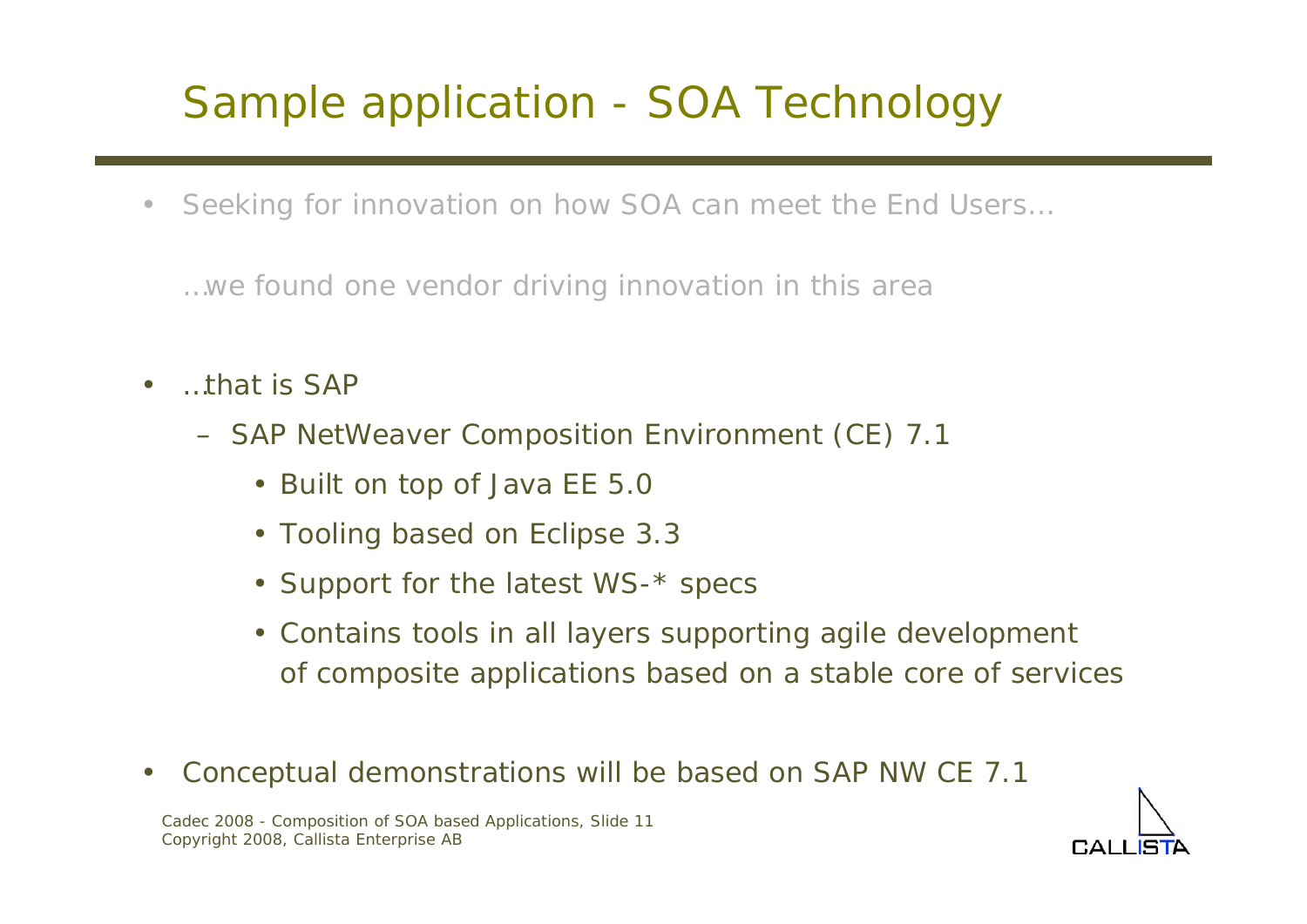# Sample application - SOA Technology

- Seeking for innovation on how SOA can meet the End Users…

  …we found one vendor driving innovation in this area

- …that is SAP
  - SAP NetWeaver Composition Environment (CE) 7.1
    - Built on top of Java EE 5.0
    - Tooling based on Eclipse 3.3
    - Support for the latest WS-* specs
    - Contains tools in all layers supporting agile development of composite applications based on a stable core of services

- Conceptual demonstrations will be based on SAP NW CE 7.1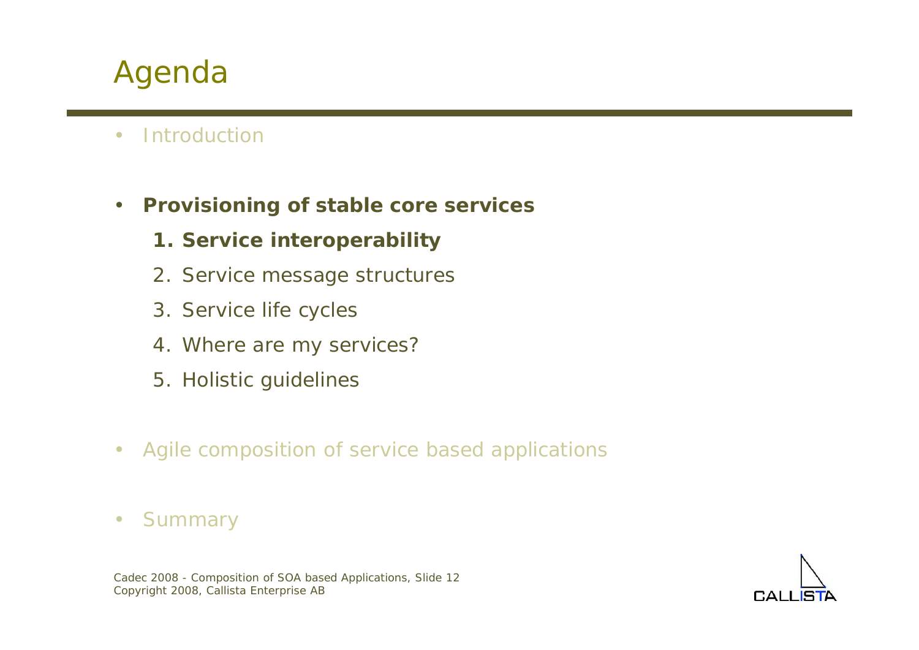# Agenda

- Introduction
- **Provisioning of stable core services**
  1. **Service interoperability**
  2. Service message structures
  3. Service life cycles
  4. Where are my services?
  5. Holistic guidelines
- Agile composition of service based applications
- Summary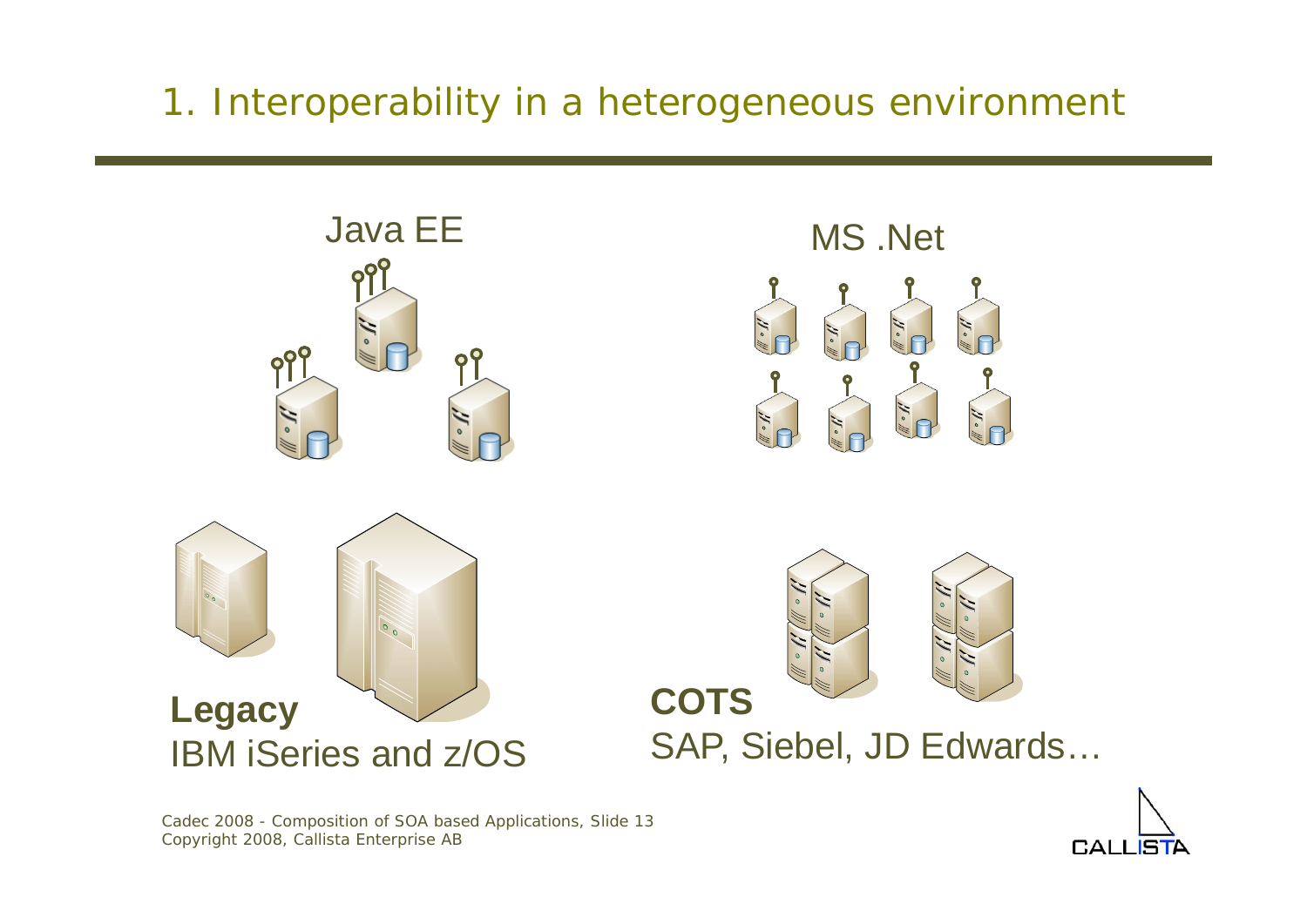# 1. Interoperability in a heterogeneous environment

Java EE

MS .Net

**Legacy**
IBM iSeries and z/OS

**COTS**
SAP, Siebel, JD Edwards…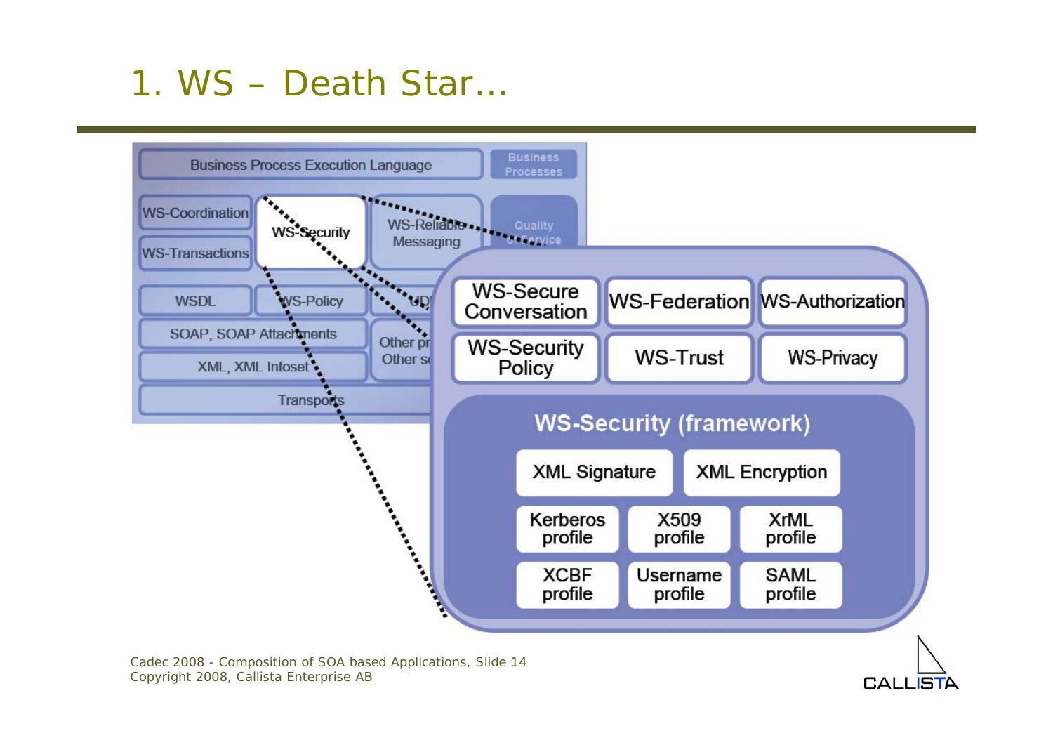# 1. WS – Death Star…

Business Process Execution Language | Business Processes

WS-Coordination | WS-Security | WS-Reliable Messaging | Quality of Service

WS-Transactions

WSDL | WS-Policy | UDDI

SOAP, SOAP Attachments | Other protocols

XML, XML Infoset | Other services

Transports

WS-Secure Conversation | WS-Federation | WS-Authorization

WS-Security Policy | WS-Trust | WS-Privacy

**WS-Security (framework)**

XML Signature | XML Encryption

Kerberos profile | X509 profile | XrML profile

XCBF profile | Username profile | SAML profile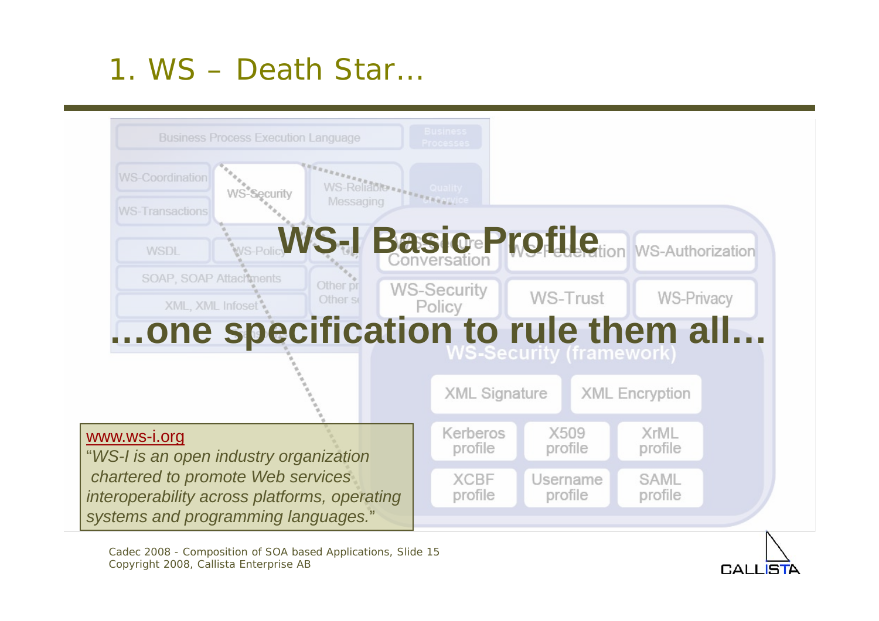# 1. WS – Death Star...

Business Process Execution Language | Business Processes

WS-Coordination | WS-Security | WS-Reliable Messaging | Quality of Service

WS-Transactions

WSDL | WS-Policy

SOAP, SOAP Attachments | Other protocols

XML, XML Infoset | Other services

WS-Secure Conversation | WS-Federation | WS-Authorization

WS-Security Policy | WS-Trust | WS-Privacy

**WS-I Basic Profile**

**...one specification to rule them all...**

WS-Security (framework)

XML Signature | XML Encryption

Kerberos profile | X509 profile | XrML profile

XCBF profile | Username profile | SAML profile

www.ws-i.org
"*WS-I is an open industry organization chartered to promote Web services interoperability across platforms, operating systems and programming languages.*"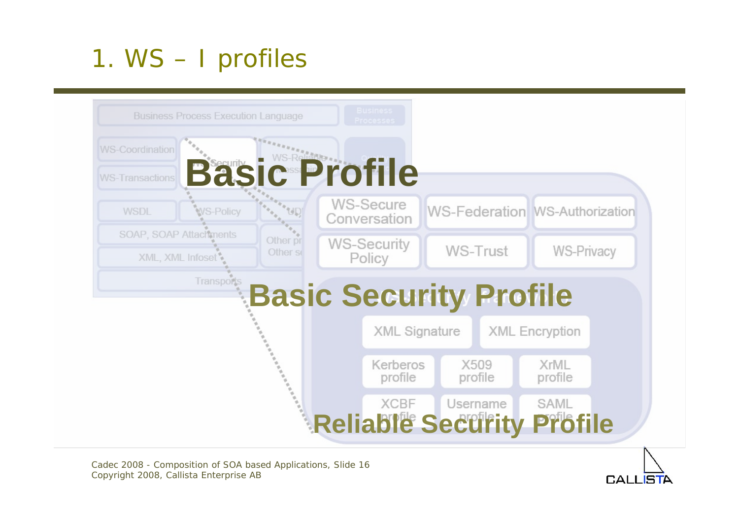# 1. WS – I profiles

Business Process Execution Language | Business Processes

WS-Coordination | WS-Security | WS-Reliable Messaging

WS-Transactions

**Basic Profile**

WSDL | WS-Policy | UDDI

SOAP, SOAP Attachments | Other protocols

XML, XML Infoset | Other services

Transports

WS-Secure Conversation | WS-Federation | WS-Authorization

WS-Security Policy | WS-Trust | WS-Privacy

**Basic Security Profile**

XML Signature | XML Encryption

Kerberos profile | X509 profile | XrML profile

XCBF profile | Username profile | SAML profile

**Reliable Security Profile**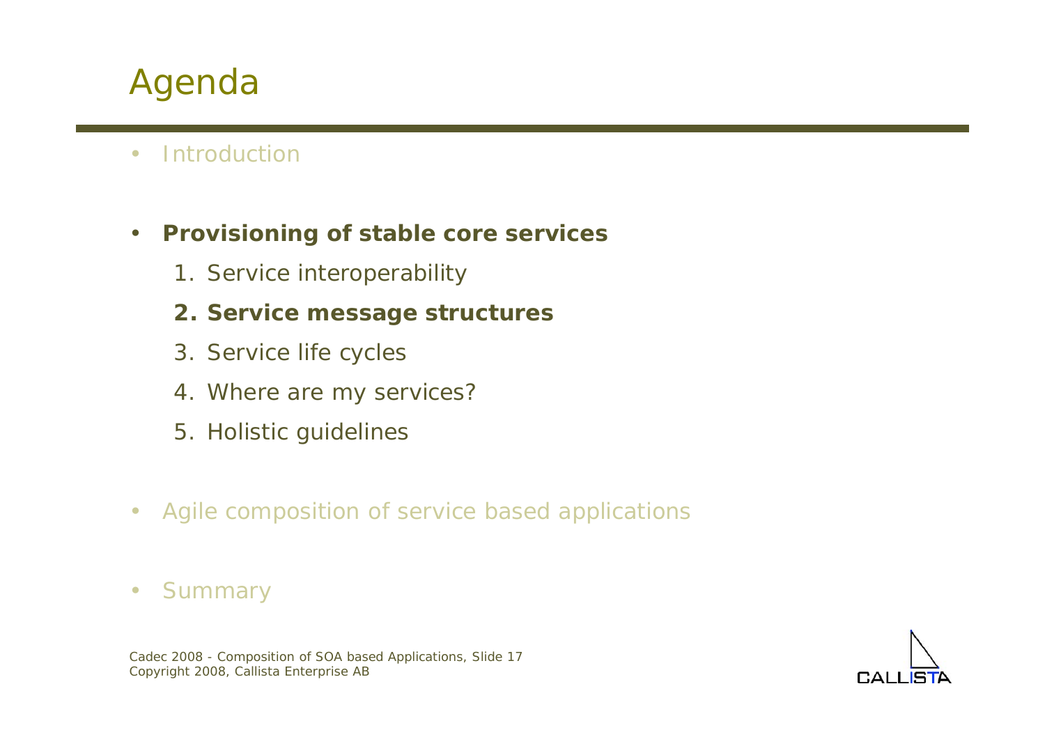# Agenda

- Introduction
- **Provisioning of stable core services**
  1. Service interoperability
  2. **Service message structures**
  3. Service life cycles
  4. Where are my services?
  5. Holistic guidelines
- Agile composition of service based applications
- Summary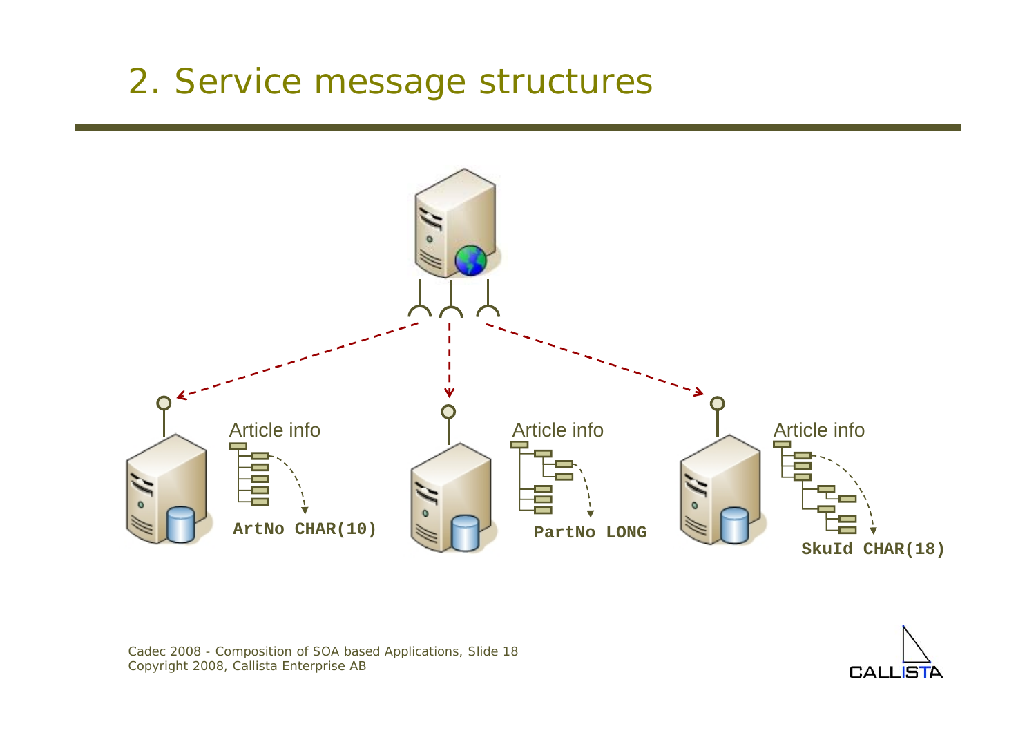# 2. Service message structures

Article info

ArtNo CHAR(10)

Article info

PartNo LONG

Article info

SkuId CHAR(18)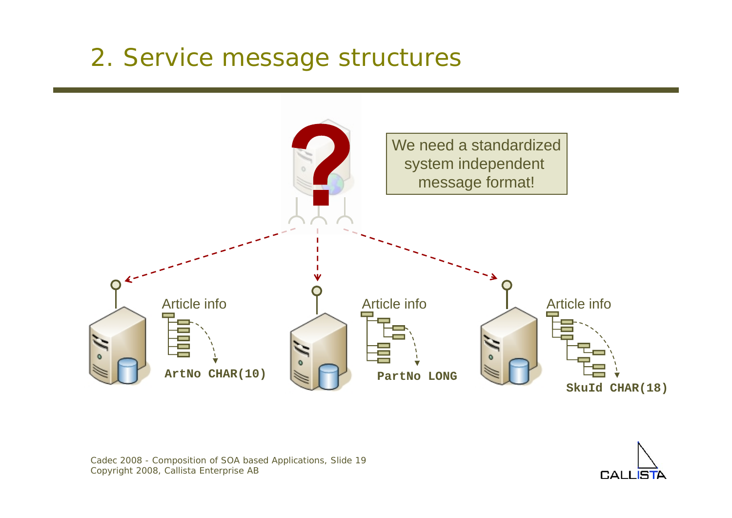# 2. Service message structures

We need a standardized system independent message format!

Article info

`ArtNo CHAR(10)`

Article info

`PartNo LONG`

Article info

`SkuId CHAR(18)`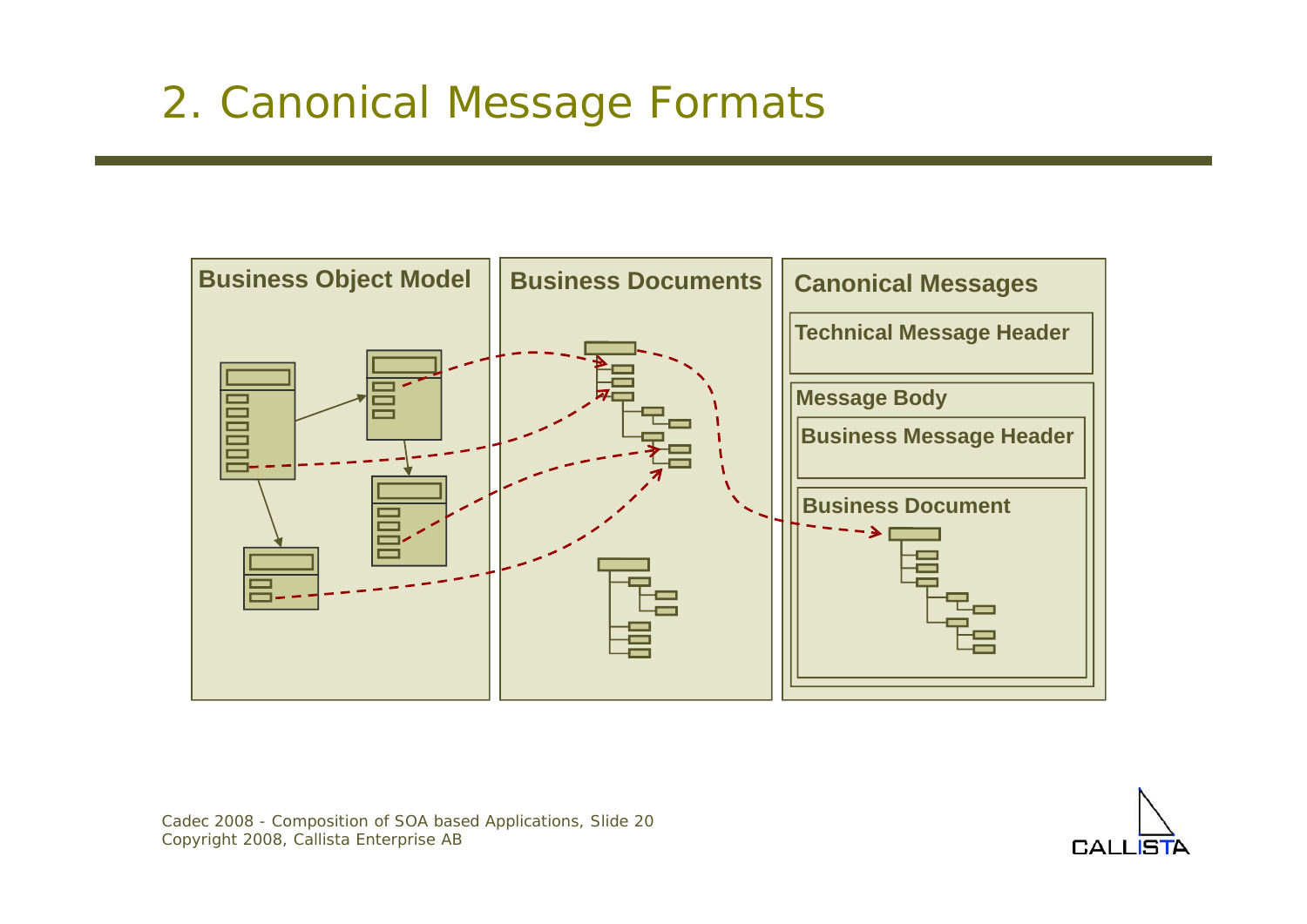# 2. Canonical Message Formats

Business Object Model

Business Documents

Canonical Messages

Technical Message Header

Message Body

Business Message Header

Business Document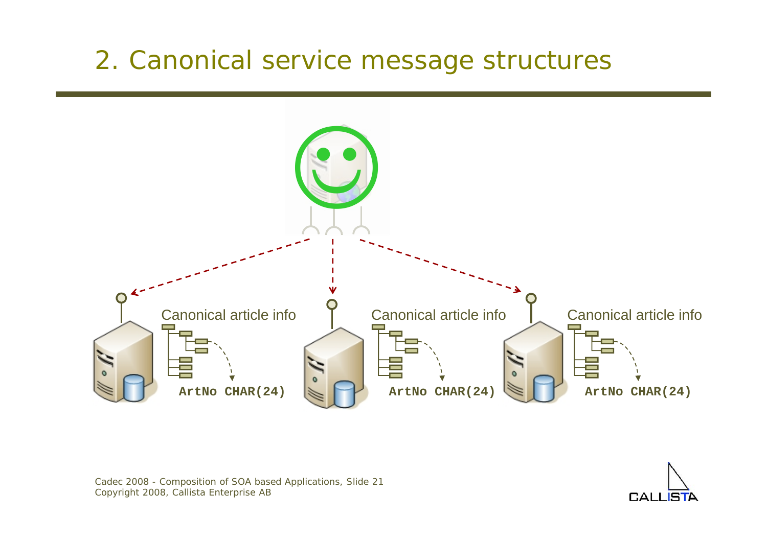# 2. Canonical service message structures

Canonical article info

ArtNo CHAR(24)

Canonical article info

ArtNo CHAR(24)

Canonical article info

ArtNo CHAR(24)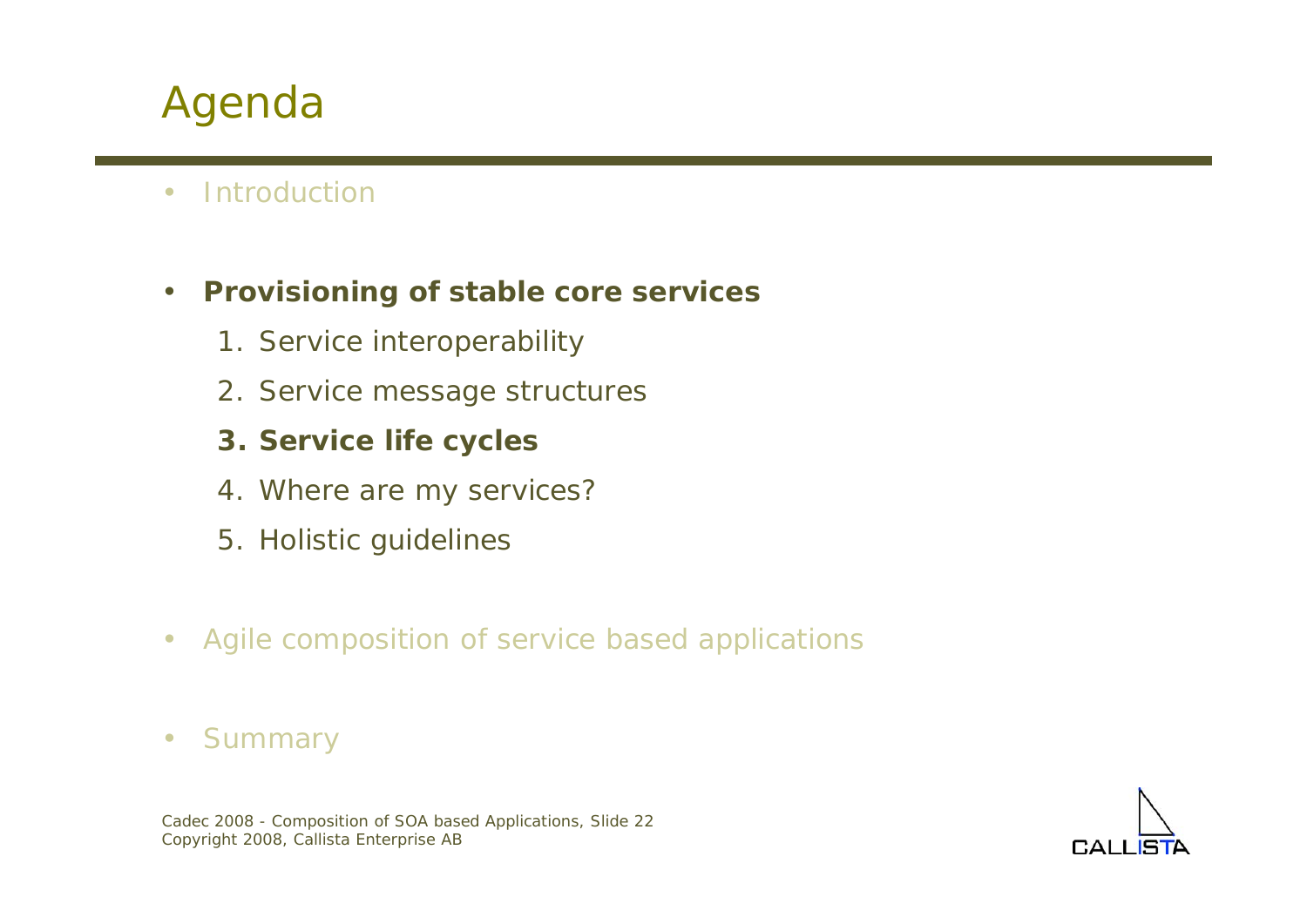# Agenda

- Introduction
- **Provisioning of stable core services**
    1. Service interoperability
    2. Service message structures
    3. **Service life cycles**
    4. Where are my services?
    5. Holistic guidelines
- Agile composition of service based applications
- Summary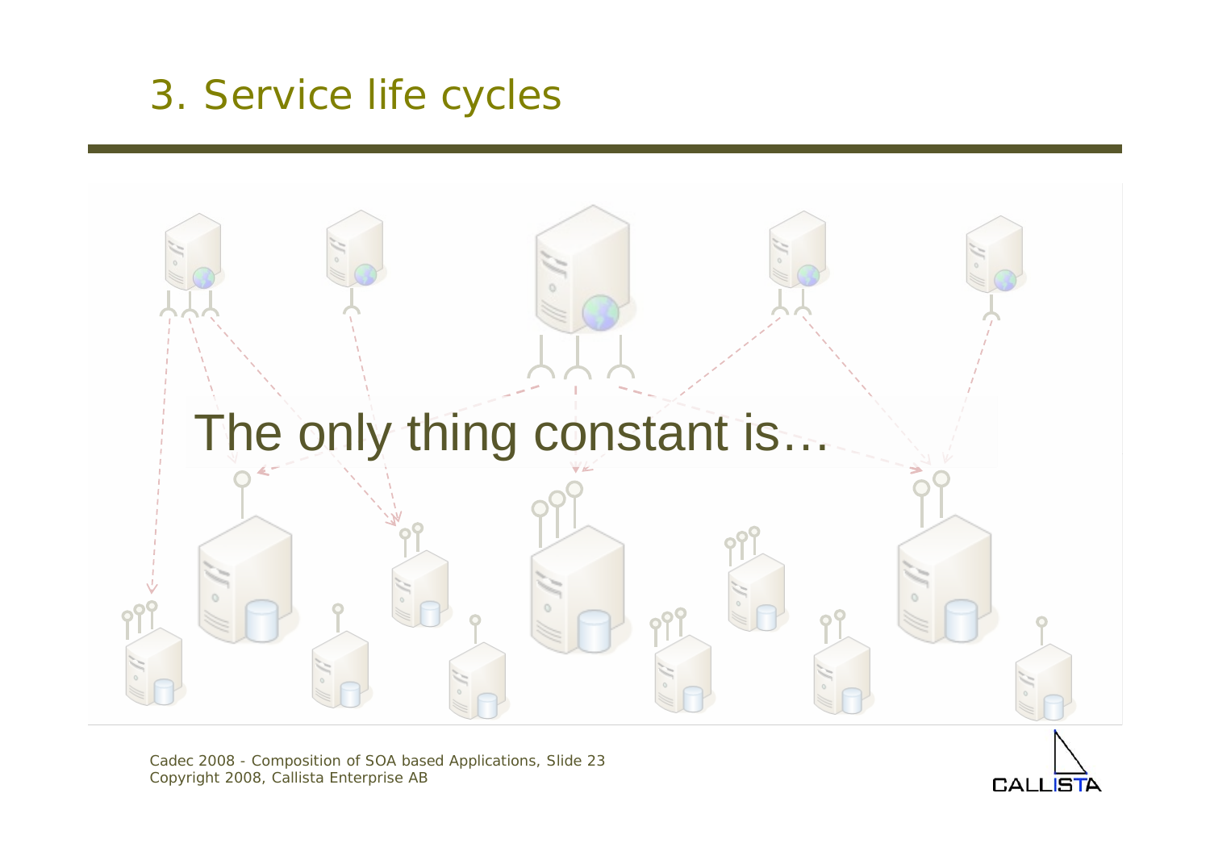# 3. Service life cycles

The only thing constant is…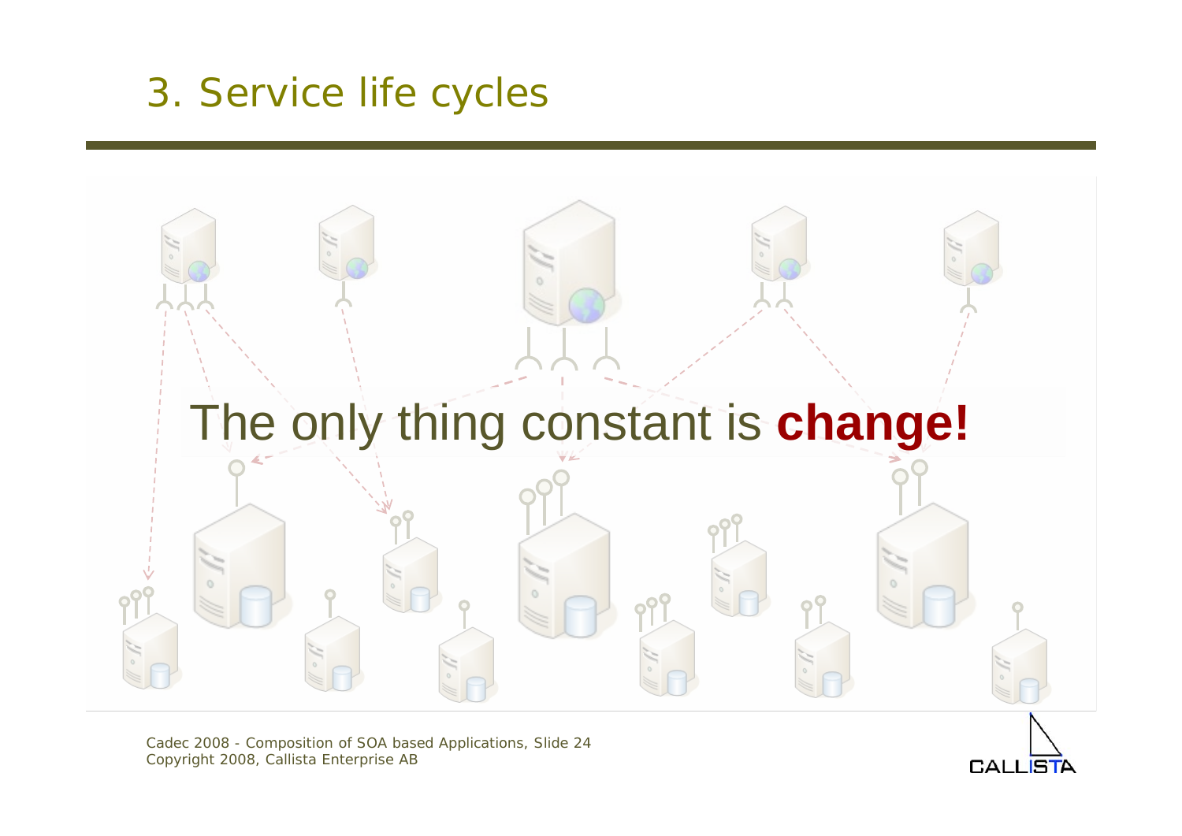# 3. Service life cycles

The only thing constant is **change!**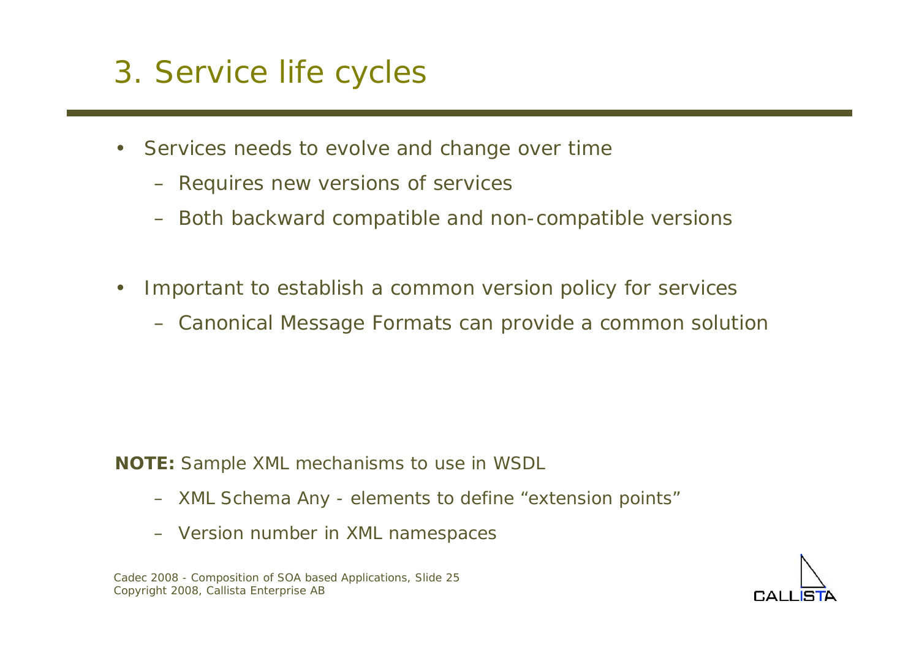# 3. Service life cycles

- Services needs to evolve and change over time
  - Requires new versions of services
  - Both backward compatible and non-compatible versions
- Important to establish a common version policy for services
  - Canonical Message Formats can provide a common solution

**NOTE:** Sample XML mechanisms to use in WSDL

- XML Schema Any - elements to define “extension points”
- Version number in XML namespaces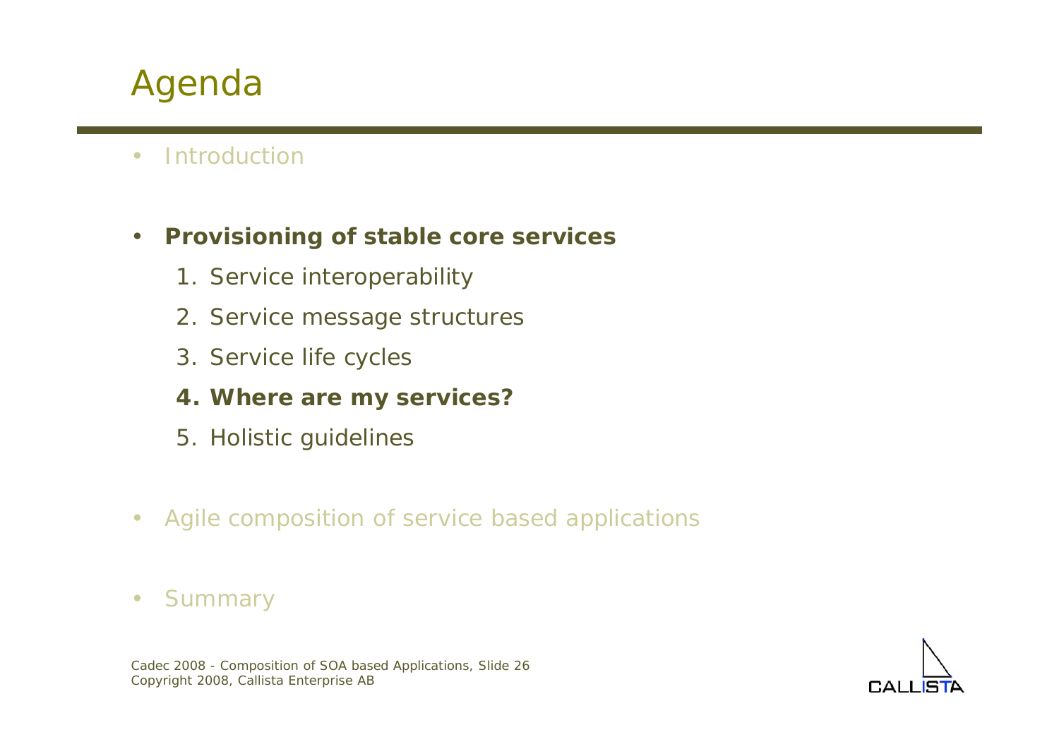# Agenda

- Introduction
- **Provisioning of stable core services**
  1. Service interoperability
  2. Service message structures
  3. Service life cycles
  4. **Where are my services?**
  5. Holistic guidelines
- Agile composition of service based applications
- Summary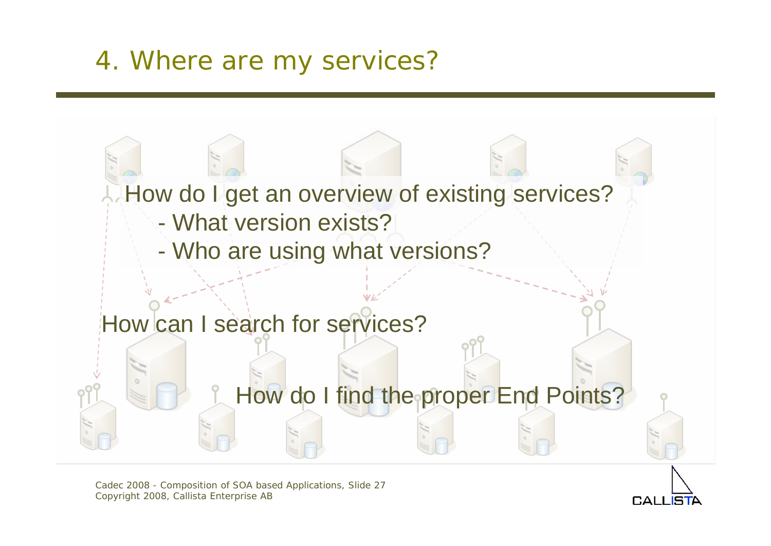# 4. Where are my services?

How do I get an overview of existing services?

- What version exists?
- Who are using what versions?

How can I search for services?

How do I find the proper End Points?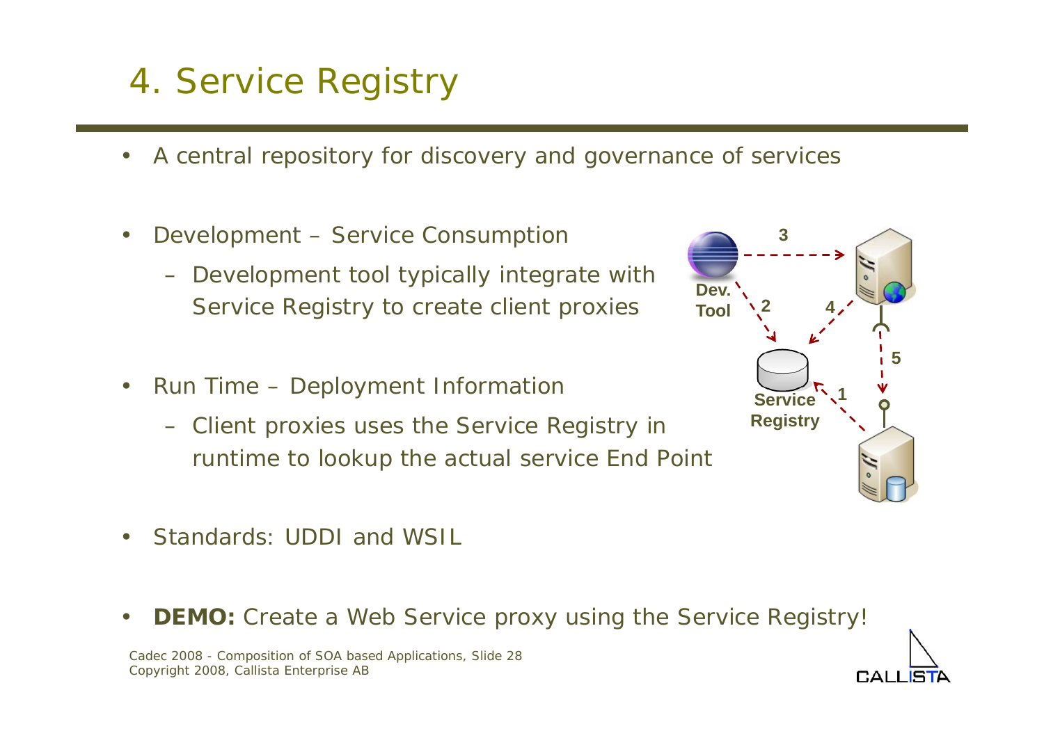# 4. Service Registry

- A central repository for discovery and governance of services
- Development – Service Consumption
  - Development tool typically integrate with Service Registry to create client proxies
- Run Time – Deployment Information
  - Client proxies uses the Service Registry in runtime to lookup the actual service End Point
- Standards: UDDI and WSIL
- **DEMO:** Create a Web Service proxy using the Service Registry!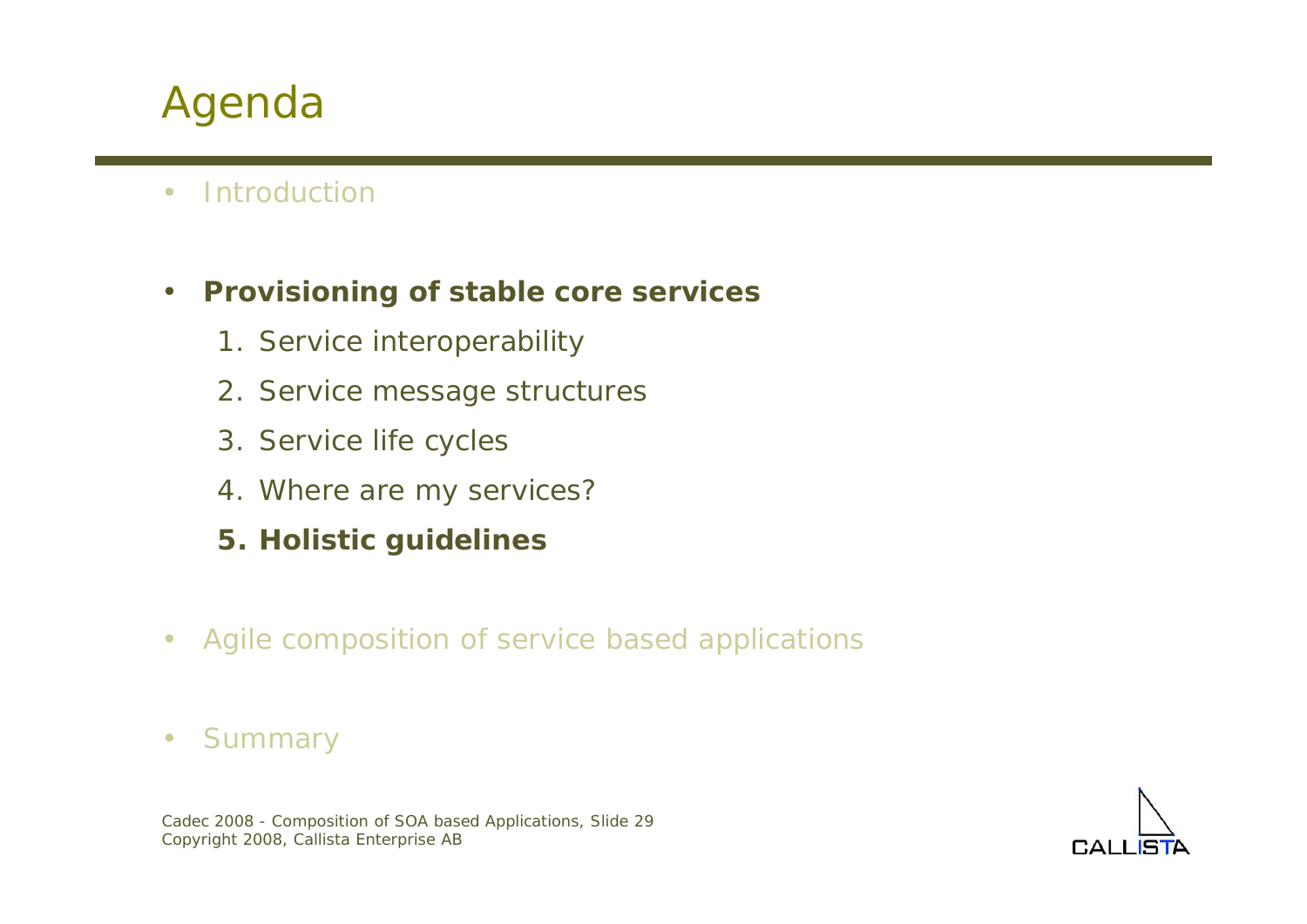# Agenda

- Introduction
- **Provisioning of stable core services**
    1. Service interoperability
    2. Service message structures
    3. Service life cycles
    4. Where are my services?
    5. **Holistic guidelines**
- Agile composition of service based applications
- Summary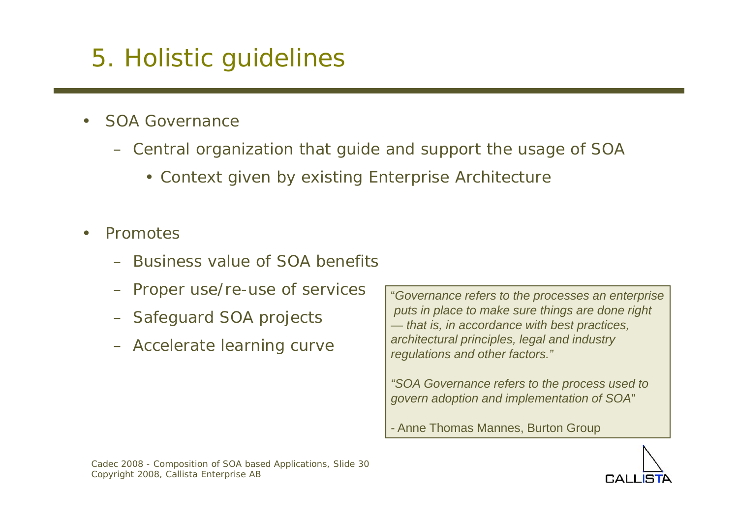# 5. Holistic guidelines

- SOA Governance
  - Central organization that guide and support the usage of SOA
    - Context given by existing Enterprise Architecture

- Promotes
  - Business value of SOA benefits
  - Proper use/re-use of services
  - Safeguard SOA projects
  - Accelerate learning curve

> "*Governance refers to the processes an enterprise puts in place to make sure things are done right — that is, in accordance with best practices, architectural principles, legal and industry regulations and other factors.*"
>
> *"SOA Governance refers to the process used to govern adoption and implementation of SOA*"
>
> \- Anne Thomas Mannes, Burton Group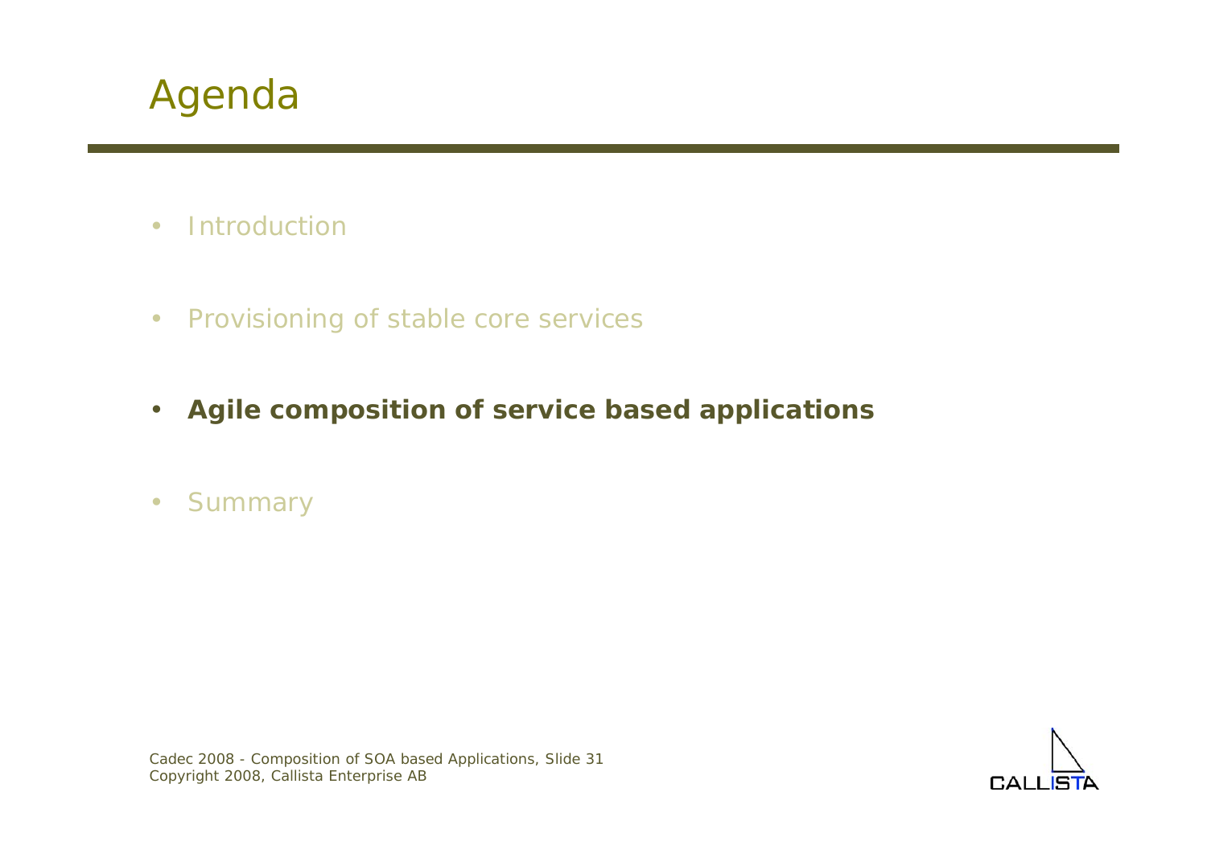# Agenda

- Introduction
- Provisioning of stable core services
- **Agile composition of service based applications**
- Summary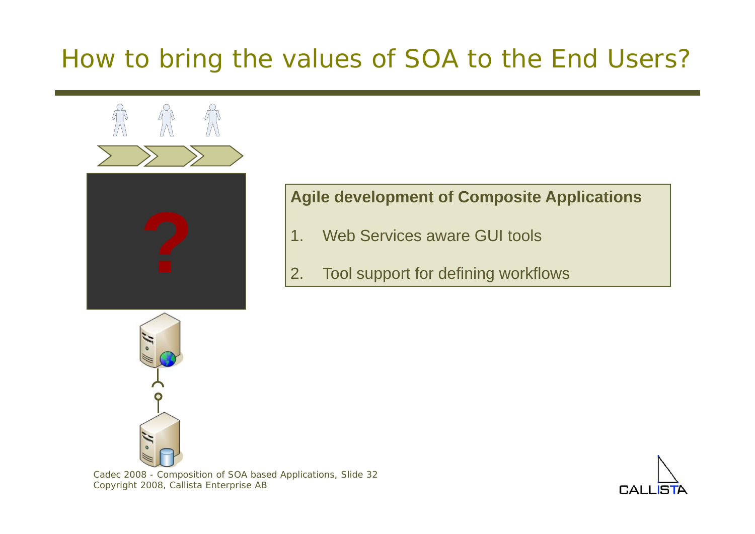# How to bring the values of SOA to the End Users?

**Agile development of Composite Applications**

1. Web Services aware GUI tools
2. Tool support for defining workflows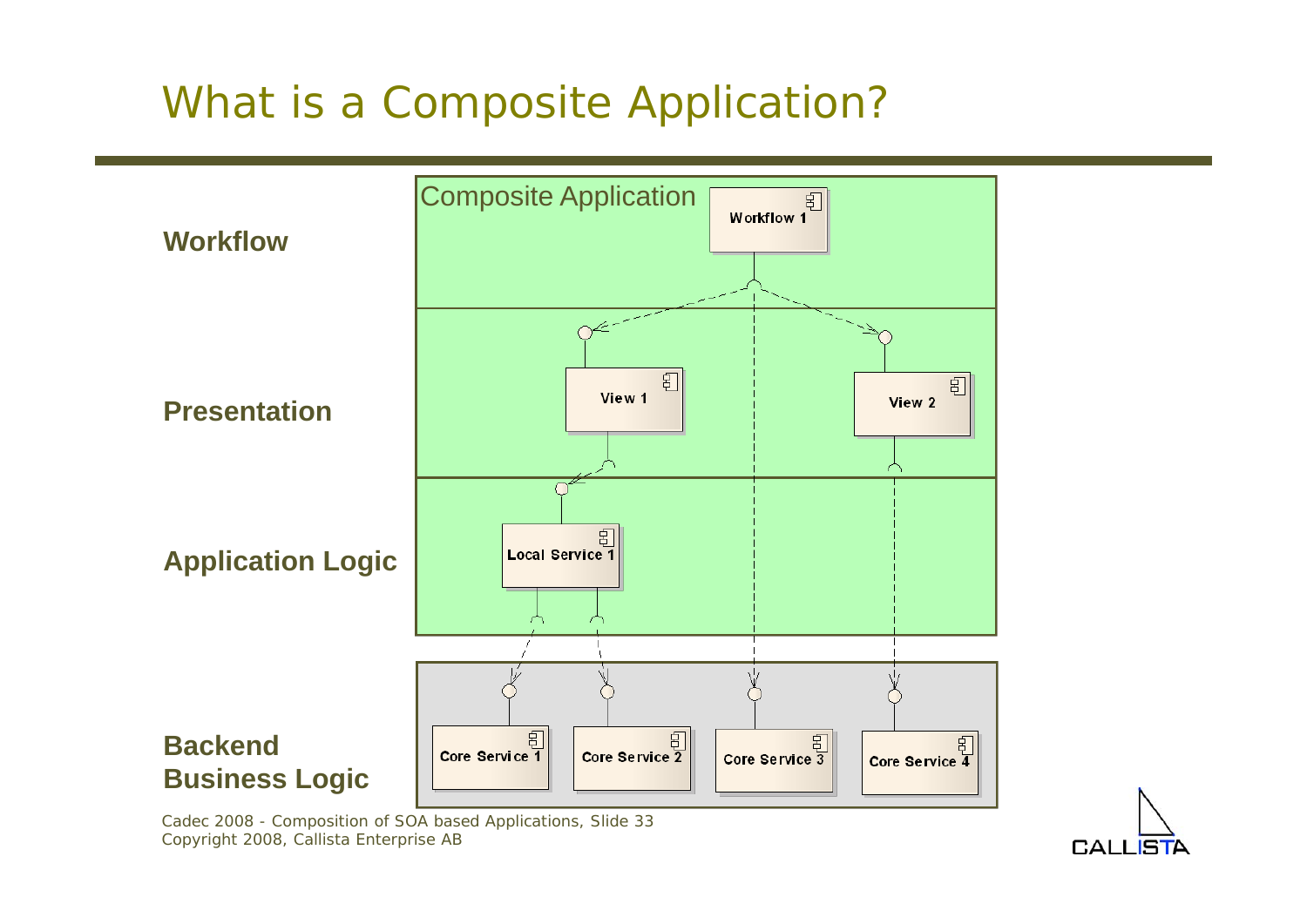# What is a Composite Application?

**Workflow**

**Presentation**

**Application Logic**

**Backend Business Logic**

Composite Application

Workflow 1

View 1

View 2

Local Service 1

Core Service 1

Core Service 2

Core Service 3

Core Service 4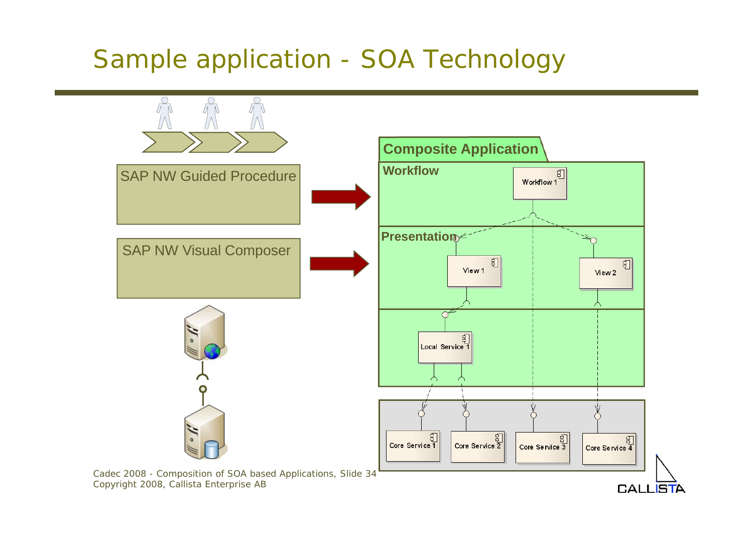# Sample application - SOA Technology

SAP NW Guided Procedure

SAP NW Visual Composer

**Composite Application**

**Workflow**

Workflow 1

**Presentation**

View 1

View 2

Local Service 1

Core Service 1

Core Service 2

Core Service 3

Core Service 4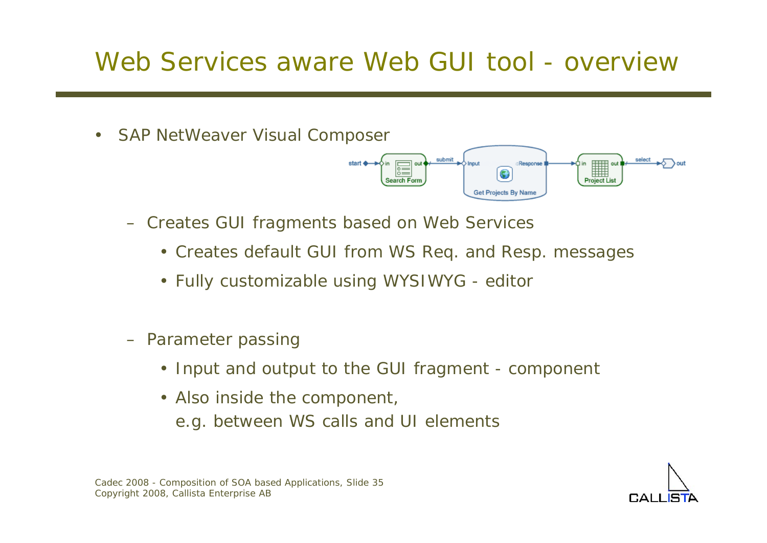# Web Services aware Web GUI tool - overview

- SAP NetWeaver Visual Composer
  - Creates GUI fragments based on Web Services
    - Creates default GUI from WS Req. and Resp. messages
    - Fully customizable using WYSIWYG - editor
  - Parameter passing
    - Input and output to the GUI fragment - component
    - Also inside the component,
      e.g. between WS calls and UI elements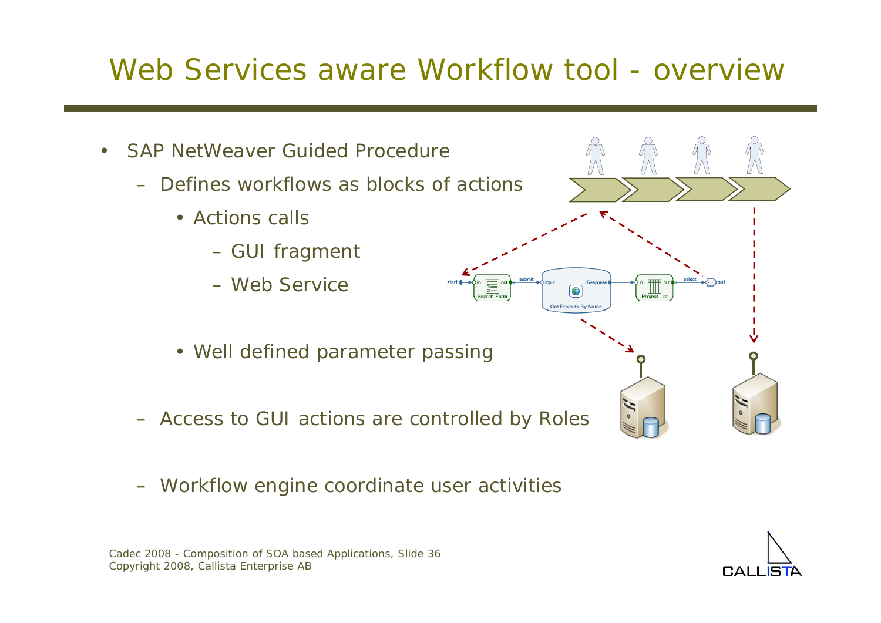# Web Services aware Workflow tool - overview

- SAP NetWeaver Guided Procedure
  - Defines workflows as blocks of actions
    - Actions calls
      - GUI fragment
      - Web Service
    - Well defined parameter passing
  - Access to GUI actions are controlled by Roles
  - Workflow engine coordinate user activities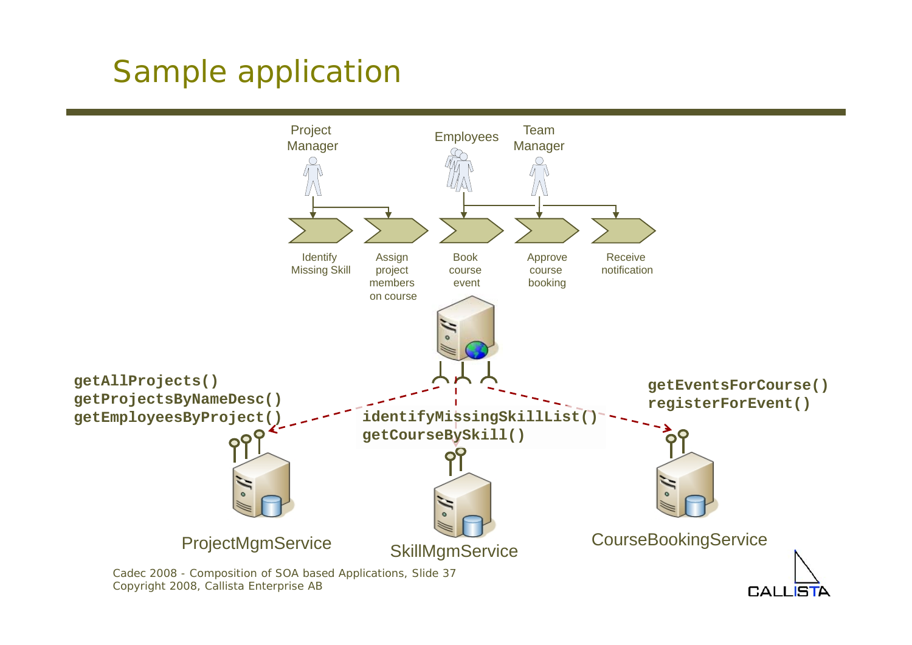# Sample application

Project Manager

Employees

Team Manager

Identify Missing Skill

Assign project members on course

Book course event

Approve course booking

Receive notification

```
getAllProjects()
getProjectsByNameDesc()
getEmployeesByProject()
```

```
identifyMissingSkillList()
getCourseBySkill()
```

```
getEventsForCourse()
registerForEvent()
```

ProjectMgmService

SkillMgmService

CourseBookingService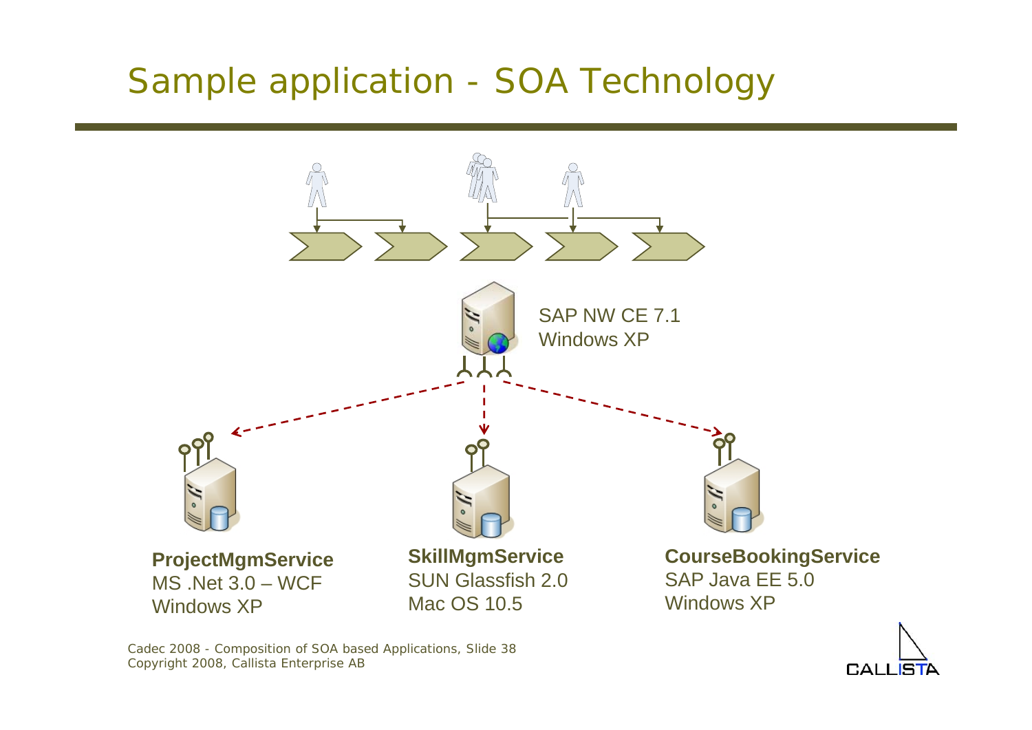# Sample application - SOA Technology

SAP NW CE 7.1
Windows XP

**ProjectMgmService**
MS .Net 3.0 – WCF
Windows XP

**SkillMgmService**
SUN Glassfish 2.0
Mac OS 10.5

**CourseBookingService**
SAP Java EE 5.0
Windows XP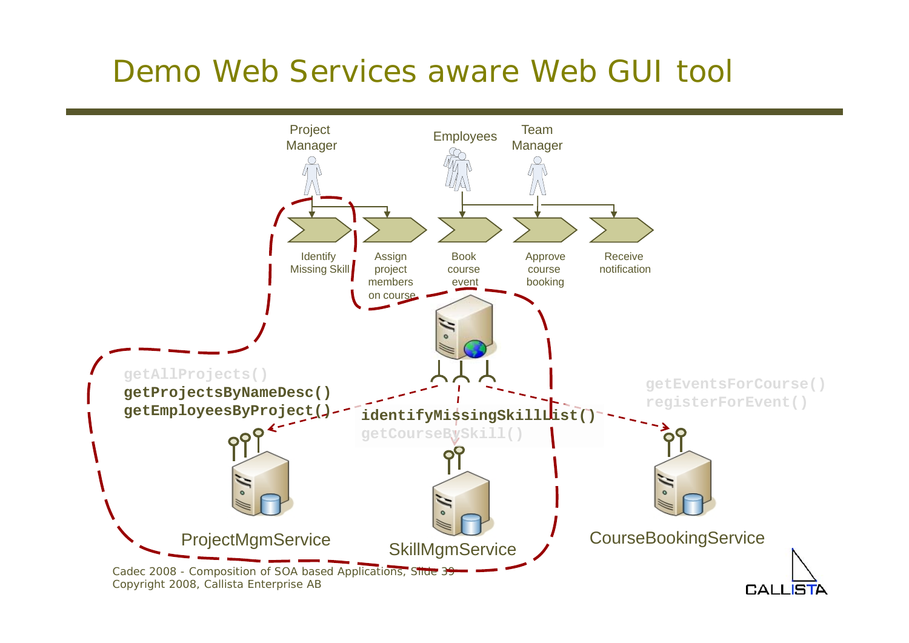# Demo Web Services aware Web GUI tool

Project Manager

Employees

Team Manager

Identify Missing Skill

Assign project members on course

Book course event

Approve course booking

Receive notification

getAllProjects()
**getProjectsByNameDesc()**
**getEmployeesByProject()**

**identifyMissingSkillList()**
getCourseBySkill()

getEventsForCourse()
registerForEvent()

ProjectMgmService

SkillMgmService

CourseBookingService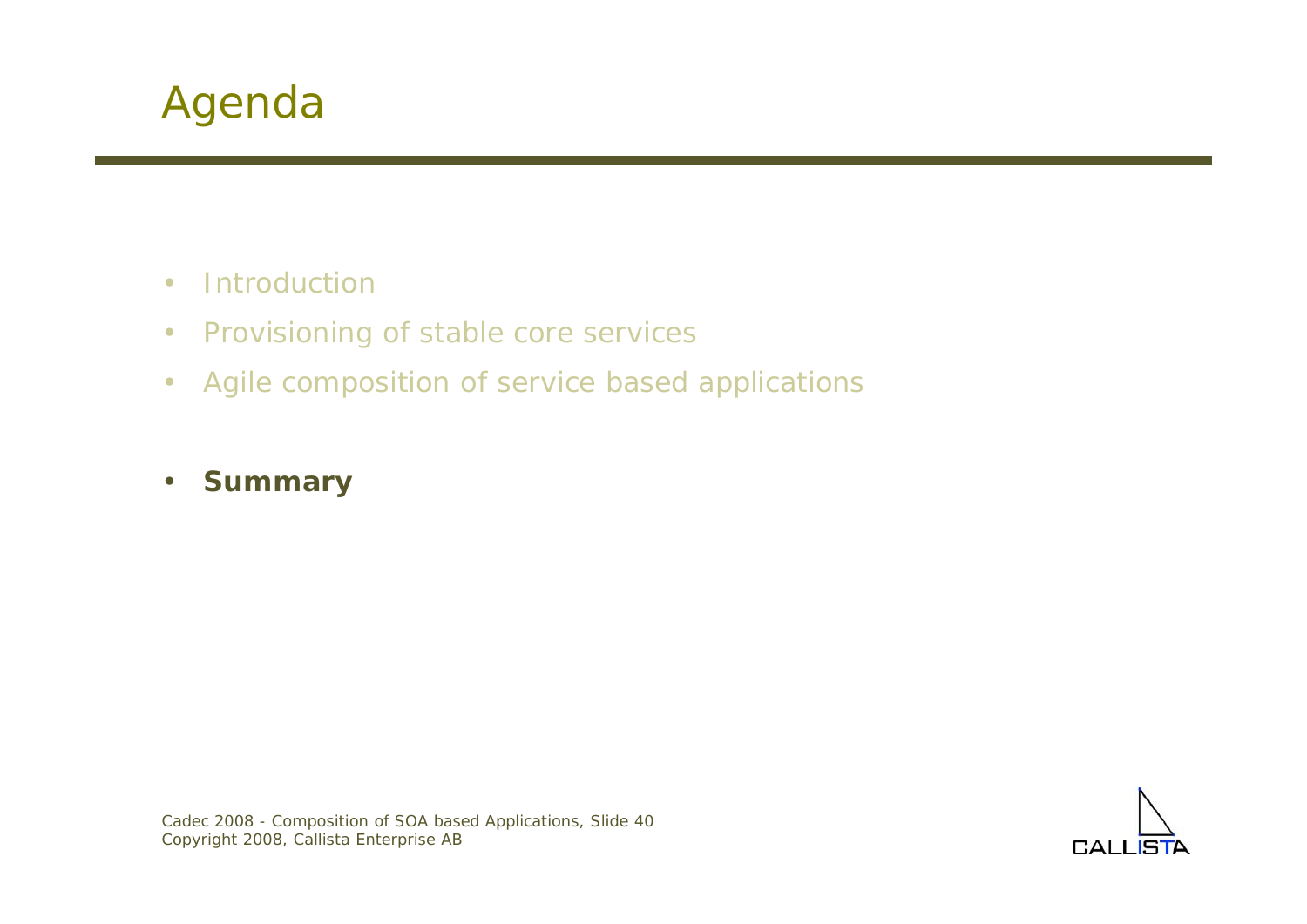# Agenda

- Introduction
- Provisioning of stable core services
- Agile composition of service based applications
- **Summary**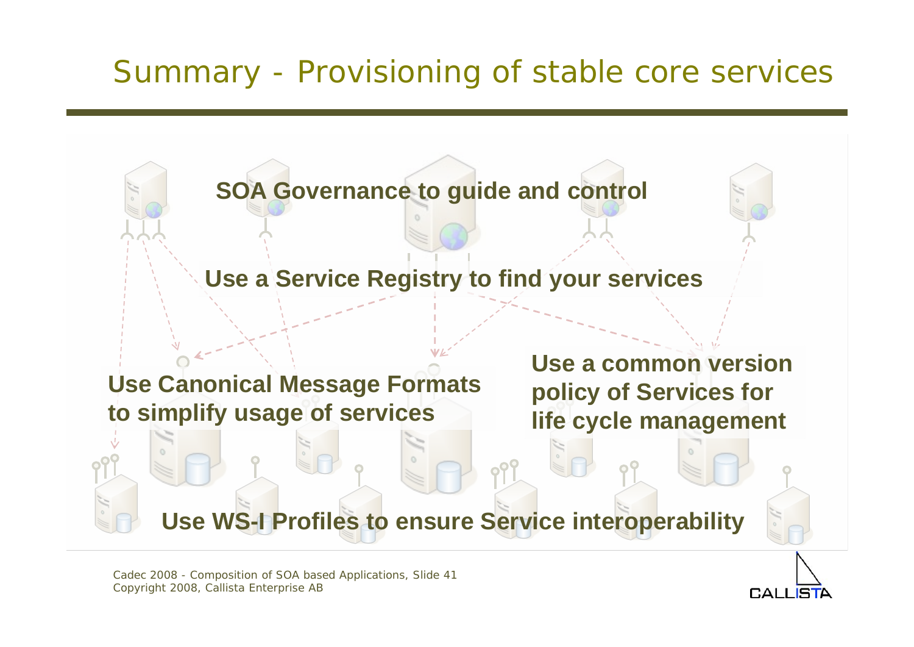# Summary - Provisioning of stable core services

**SOA Governance to guide and control**

**Use a Service Registry to find your services**

**Use Canonical Message Formats to simplify usage of services**

**Use a common version policy of Services for life cycle management**

**Use WS-I Profiles to ensure Service interoperability**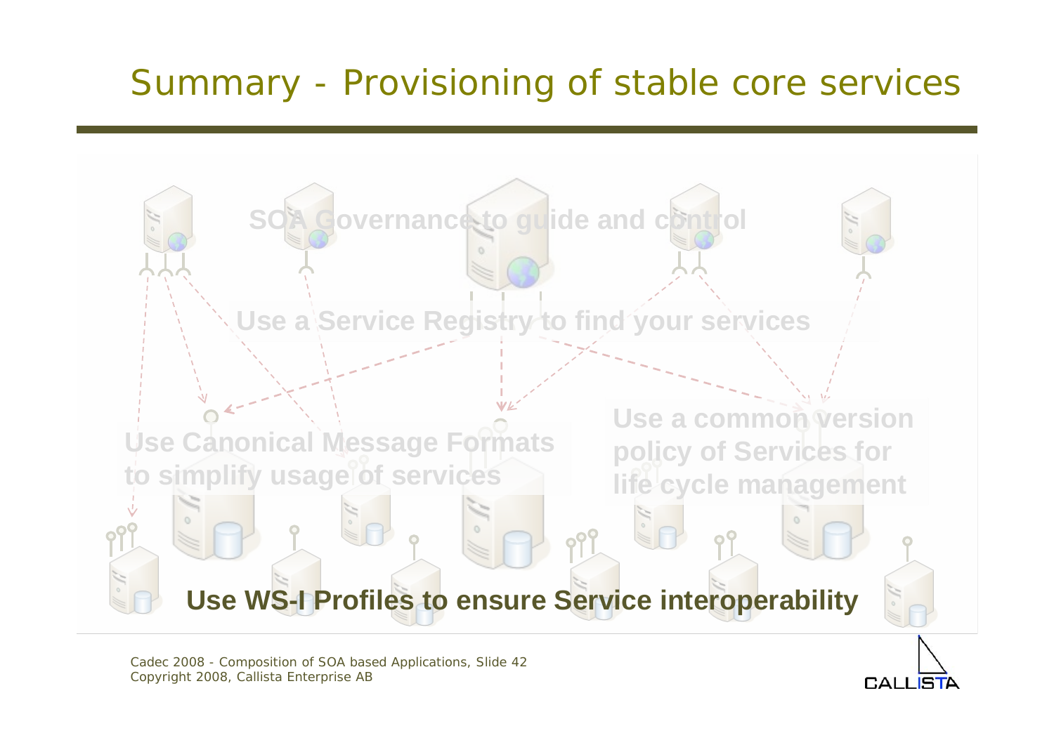# Summary - Provisioning of stable core services

SOA Governance to guide and control

Use a Service Registry to find your services

Use Canonical Message Formats to simplify usage of services

Use a common version policy of Services for life cycle management

**Use WS-I Profiles to ensure Service interoperability**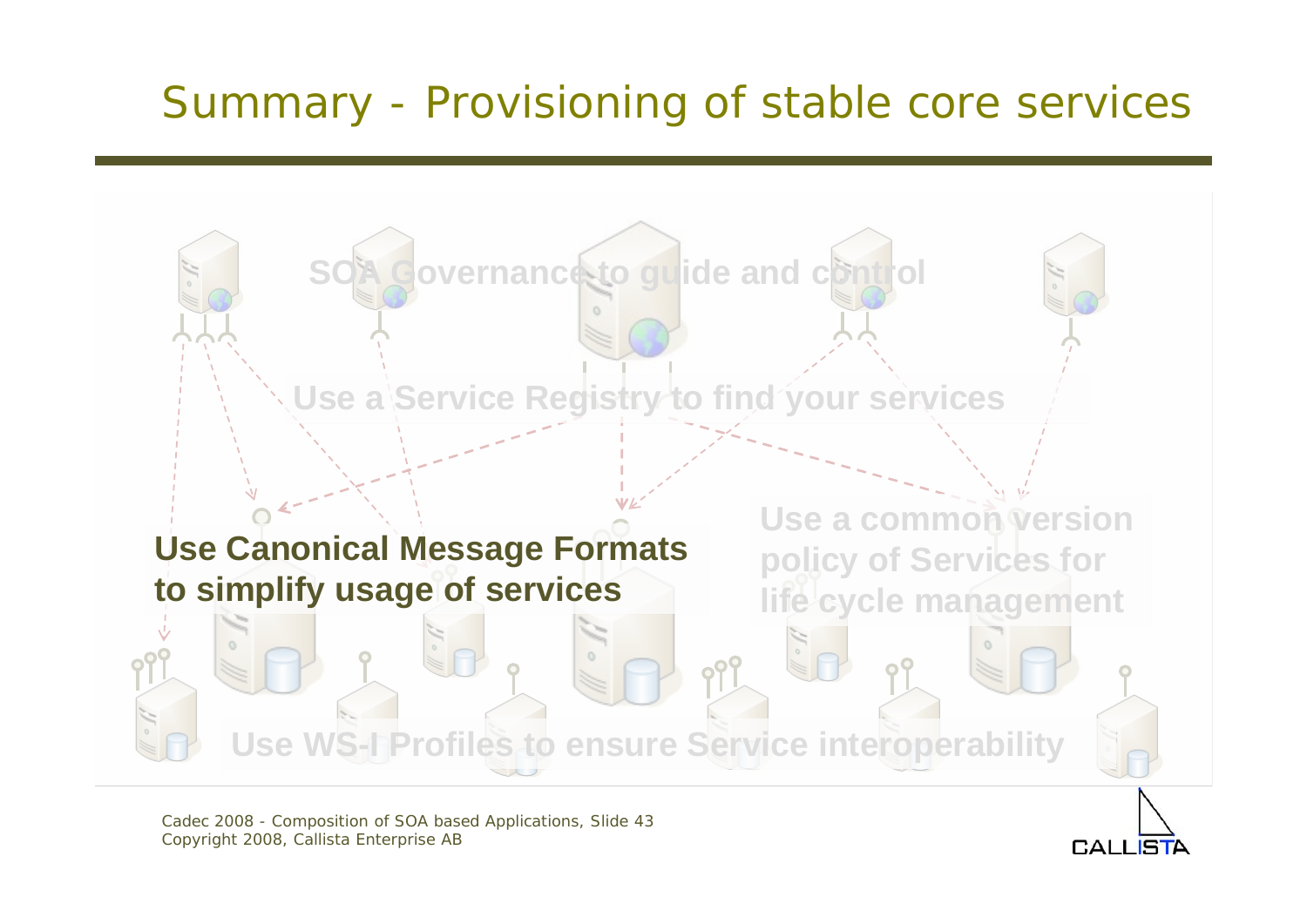# Summary - Provisioning of stable core services

SOA Governance to guide and control

Use a Service Registry to find your services

**Use Canonical Message Formats to simplify usage of services**

Use a common version policy of Services for life cycle management

Use WS-I Profiles to ensure Service interoperability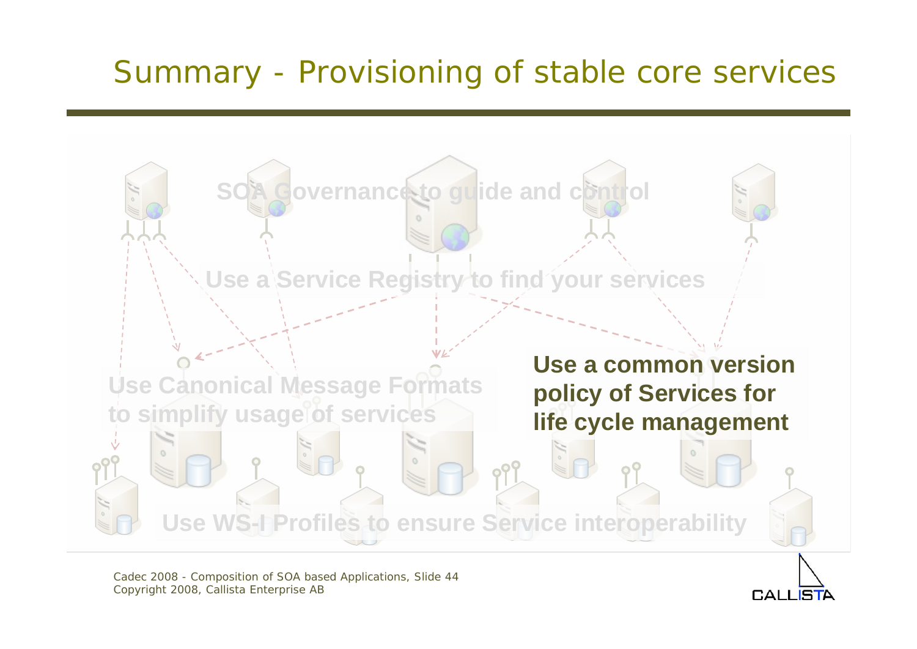# Summary - Provisioning of stable core services

SOA Governance to guide and control

Use a Service Registry to find your services

Use Canonical Message Formats to simplify usage of services

**Use a common version policy of Services for life cycle management**

Use WS-I Profiles to ensure Service interoperability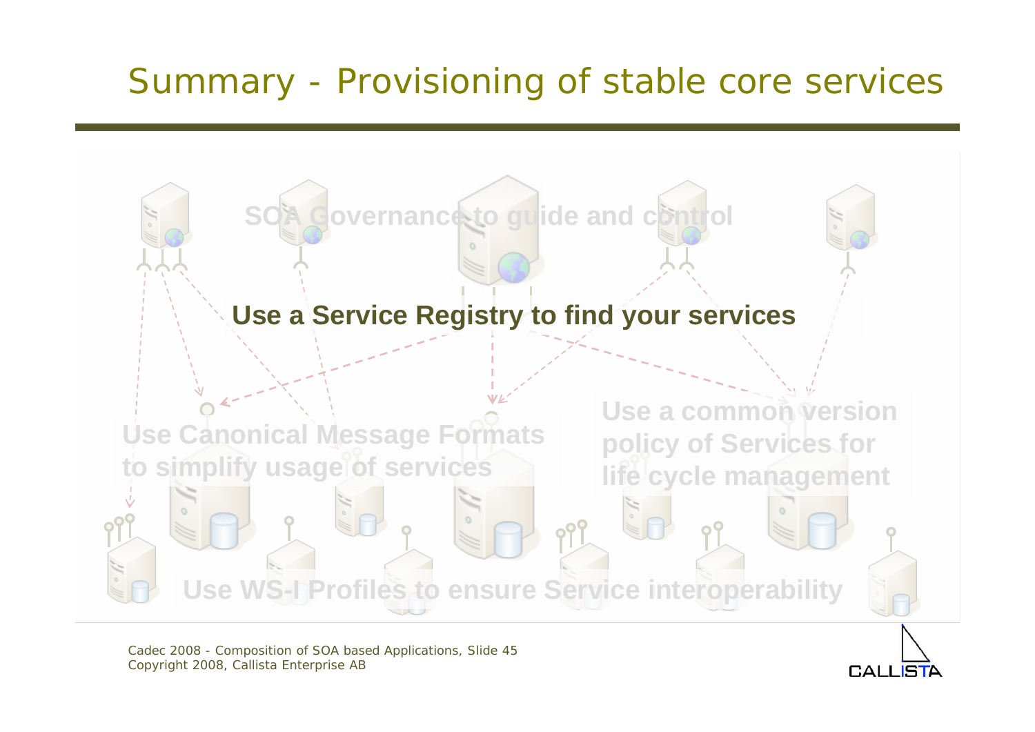# Summary - Provisioning of stable core services

SOA Governance to guide and control

**Use a Service Registry to find your services**

Use Canonical Message Formats to simplify usage of services

Use a common version policy of Services for life cycle management

Use WS-I Profiles to ensure Service interoperability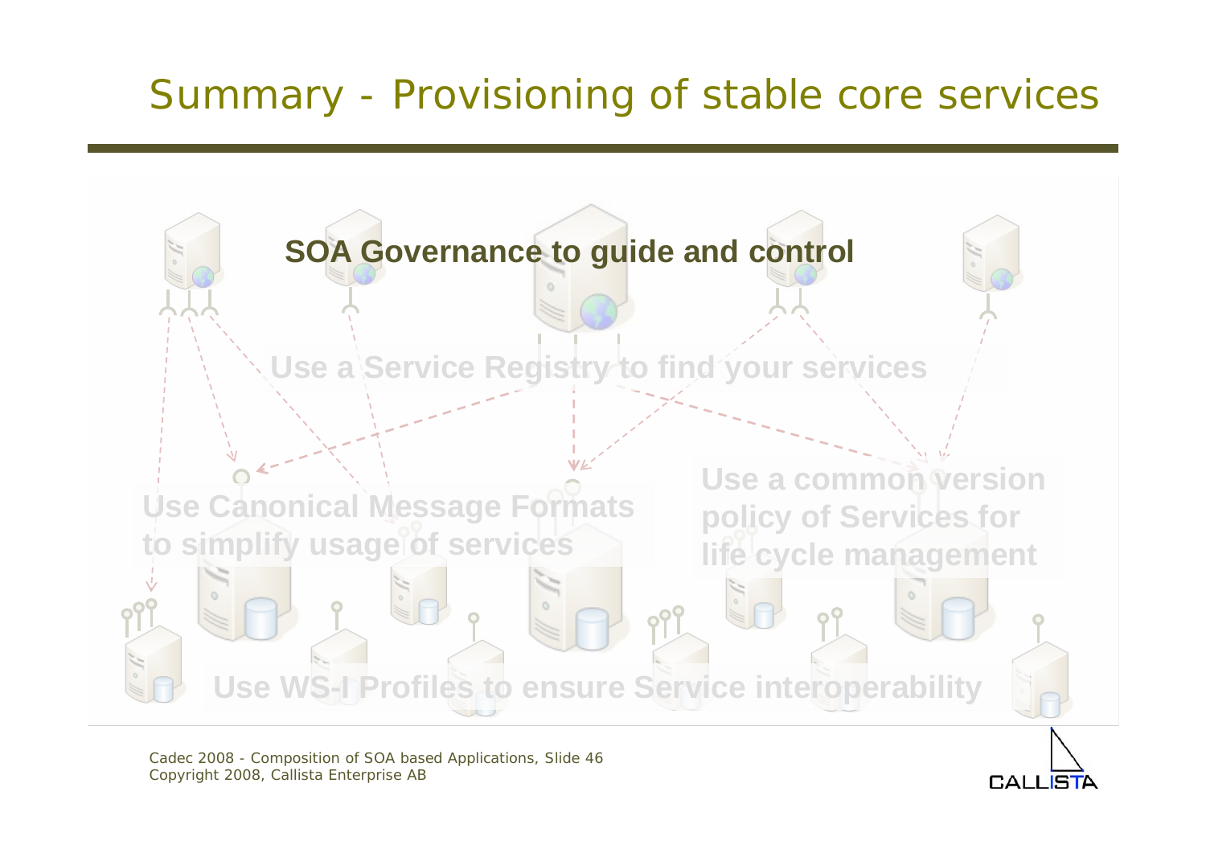# Summary - Provisioning of stable core services

**SOA Governance to guide and control**

**Use a Service Registry to find your services**

**Use Canonical Message Formats to simplify usage of services**

**Use a common version policy of Services for life cycle management**

**Use WS-I Profiles to ensure Service interoperability**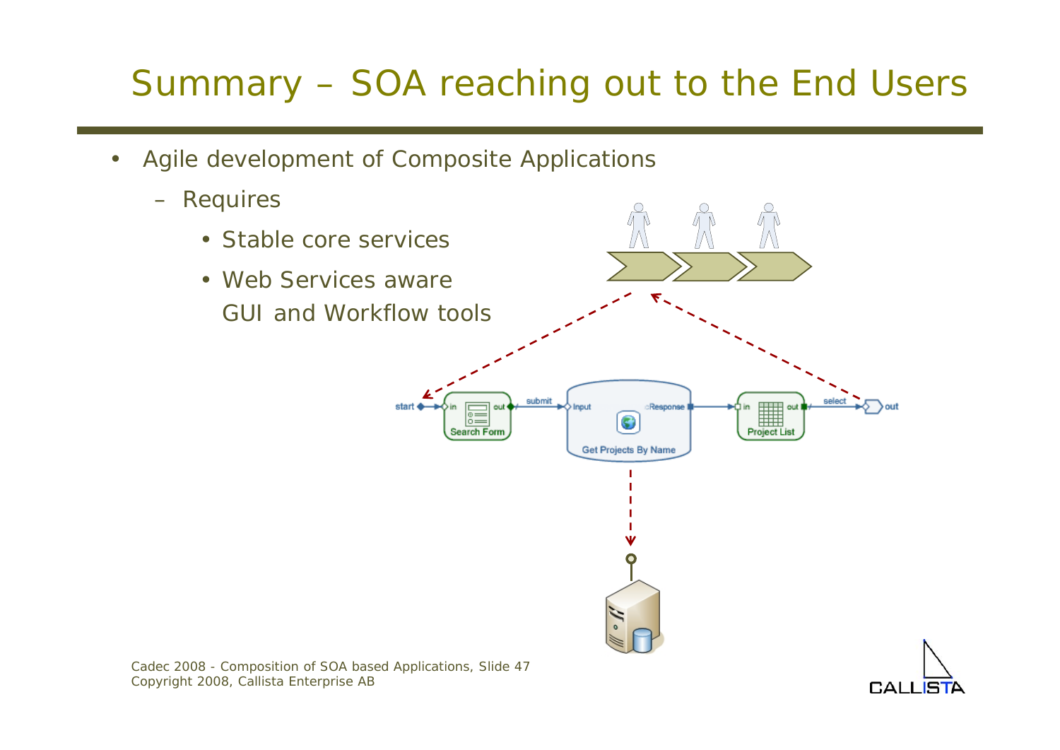# Summary – SOA reaching out to the End Users

- Agile development of Composite Applications
  - Requires
    - Stable core services
    - Web Services aware GUI and Workflow tools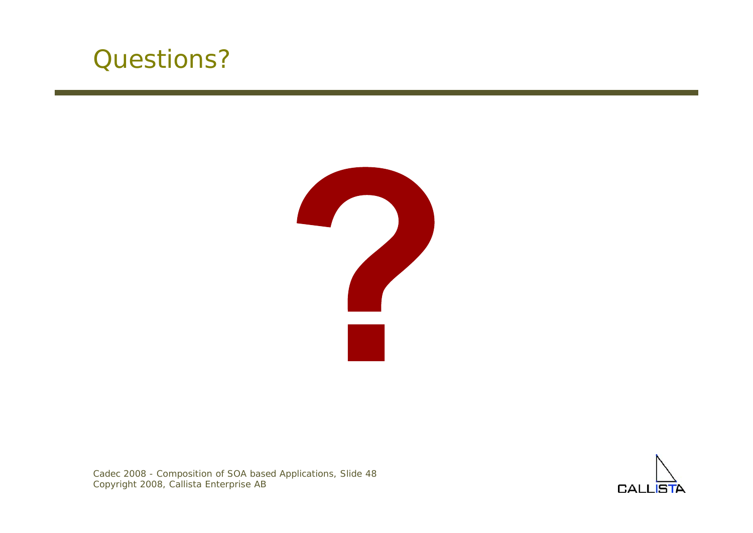# Questions?

?